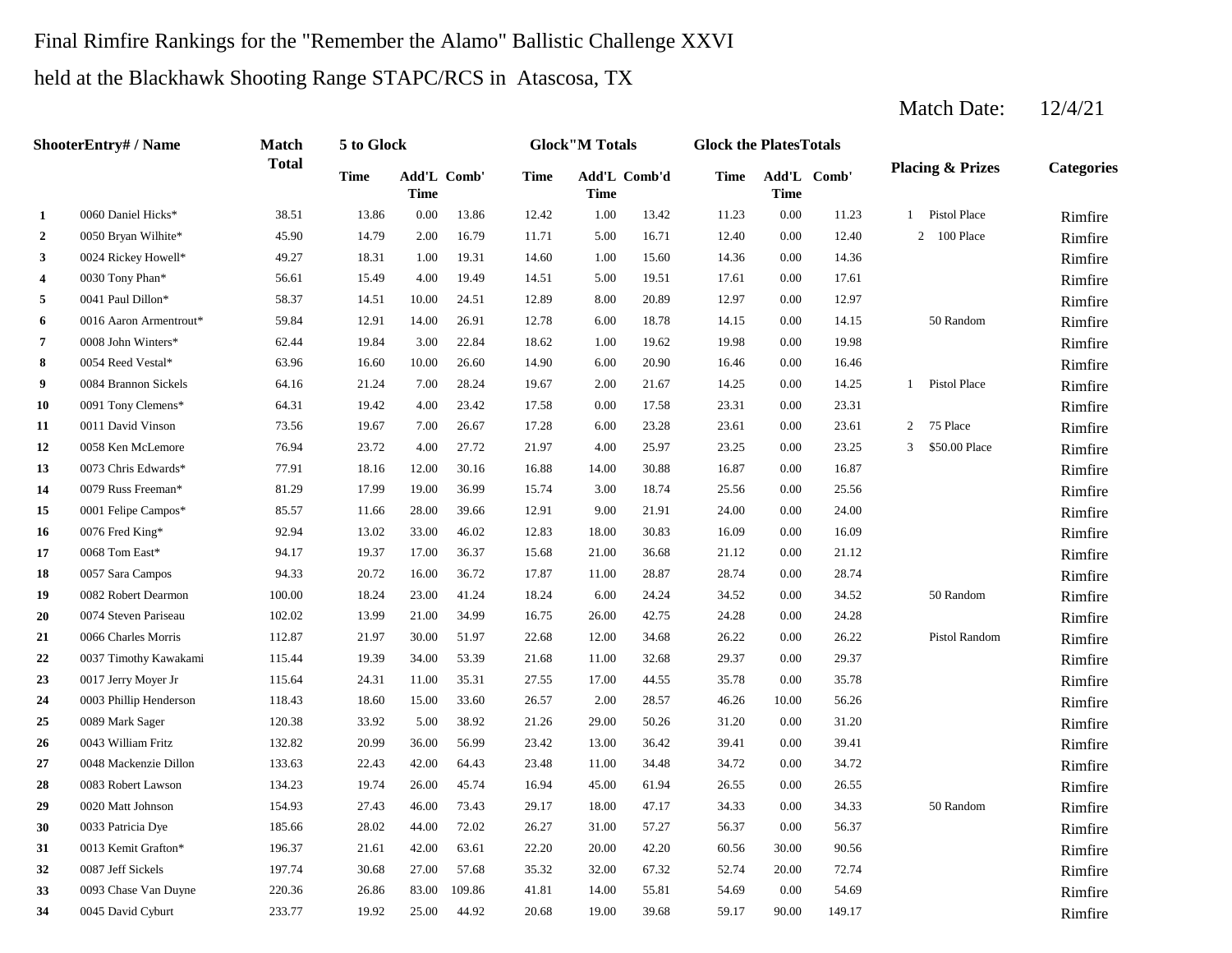# Final Rimfire Rankings for the "Remember the Alamo" Ballistic Challenge XXVI

## held at the Blackhawk Shooting Range STAPC/RCS in Atascosa, TX

Match Date: 12/4/21

| | ShooterEntry# / Name | Match Total | 5 to Glock | | | Glock"M Totals | | | Glock the Plates Totals | | | Placing & Prizes | | Categories |
|---|---|---|---|---|---|---|---|---|---|---|---|---|---|---|
| | | | Time | Add'L Time | Comb' | Time | Add'L Time | Comb'd | Time | Add'L Time | Comb' | | | |
| 1 | 0060 Daniel Hicks* | 38.51 | 13.86 | 0.00 | 13.86 | 12.42 | 1.00 | 13.42 | 11.23 | 0.00 | 11.23 | 1 | Pistol Place | Rimfire |
| 2 | 0050 Bryan Wilhite* | 45.90 | 14.79 | 2.00 | 16.79 | 11.71 | 5.00 | 16.71 | 12.40 | 0.00 | 12.40 | 2 | 100 Place | Rimfire |
| 3 | 0024 Rickey Howell* | 49.27 | 18.31 | 1.00 | 19.31 | 14.60 | 1.00 | 15.60 | 14.36 | 0.00 | 14.36 | | | Rimfire |
| 4 | 0030 Tony Phan* | 56.61 | 15.49 | 4.00 | 19.49 | 14.51 | 5.00 | 19.51 | 17.61 | 0.00 | 17.61 | | | Rimfire |
| 5 | 0041 Paul Dillon* | 58.37 | 14.51 | 10.00 | 24.51 | 12.89 | 8.00 | 20.89 | 12.97 | 0.00 | 12.97 | | | Rimfire |
| 6 | 0016 Aaron Armentrout* | 59.84 | 12.91 | 14.00 | 26.91 | 12.78 | 6.00 | 18.78 | 14.15 | 0.00 | 14.15 | | 50 Random | Rimfire |
| 7 | 0008 John Winters* | 62.44 | 19.84 | 3.00 | 22.84 | 18.62 | 1.00 | 19.62 | 19.98 | 0.00 | 19.98 | | | Rimfire |
| 8 | 0054 Reed Vestal* | 63.96 | 16.60 | 10.00 | 26.60 | 14.90 | 6.00 | 20.90 | 16.46 | 0.00 | 16.46 | | | Rimfire |
| 9 | 0084 Brannon Sickels | 64.16 | 21.24 | 7.00 | 28.24 | 19.67 | 2.00 | 21.67 | 14.25 | 0.00 | 14.25 | 1 | Pistol Place | Rimfire |
| 10 | 0091 Tony Clemens* | 64.31 | 19.42 | 4.00 | 23.42 | 17.58 | 0.00 | 17.58 | 23.31 | 0.00 | 23.31 | | | Rimfire |
| 11 | 0011 David Vinson | 73.56 | 19.67 | 7.00 | 26.67 | 17.28 | 6.00 | 23.28 | 23.61 | 0.00 | 23.61 | 2 | 75 Place | Rimfire |
| 12 | 0058 Ken McLemore | 76.94 | 23.72 | 4.00 | 27.72 | 21.97 | 4.00 | 25.97 | 23.25 | 0.00 | 23.25 | 3 | $50.00 Place | Rimfire |
| 13 | 0073 Chris Edwards* | 77.91 | 18.16 | 12.00 | 30.16 | 16.88 | 14.00 | 30.88 | 16.87 | 0.00 | 16.87 | | | Rimfire |
| 14 | 0079 Russ Freeman* | 81.29 | 17.99 | 19.00 | 36.99 | 15.74 | 3.00 | 18.74 | 25.56 | 0.00 | 25.56 | | | Rimfire |
| 15 | 0001 Felipe Campos* | 85.57 | 11.66 | 28.00 | 39.66 | 12.91 | 9.00 | 21.91 | 24.00 | 0.00 | 24.00 | | | Rimfire |
| 16 | 0076 Fred King* | 92.94 | 13.02 | 33.00 | 46.02 | 12.83 | 18.00 | 30.83 | 16.09 | 0.00 | 16.09 | | | Rimfire |
| 17 | 0068 Tom East* | 94.17 | 19.37 | 17.00 | 36.37 | 15.68 | 21.00 | 36.68 | 21.12 | 0.00 | 21.12 | | | Rimfire |
| 18 | 0057 Sara Campos | 94.33 | 20.72 | 16.00 | 36.72 | 17.87 | 11.00 | 28.87 | 28.74 | 0.00 | 28.74 | | | Rimfire |
| 19 | 0082 Robert Dearmon | 100.00 | 18.24 | 23.00 | 41.24 | 18.24 | 6.00 | 24.24 | 34.52 | 0.00 | 34.52 | | 50 Random | Rimfire |
| 20 | 0074 Steven Pariseau | 102.02 | 13.99 | 21.00 | 34.99 | 16.75 | 26.00 | 42.75 | 24.28 | 0.00 | 24.28 | | | Rimfire |
| 21 | 0066 Charles Morris | 112.87 | 21.97 | 30.00 | 51.97 | 22.68 | 12.00 | 34.68 | 26.22 | 0.00 | 26.22 | | Pistol Random | Rimfire |
| 22 | 0037 Timothy Kawakami | 115.44 | 19.39 | 34.00 | 53.39 | 21.68 | 11.00 | 32.68 | 29.37 | 0.00 | 29.37 | | | Rimfire |
| 23 | 0017 Jerry Moyer Jr | 115.64 | 24.31 | 11.00 | 35.31 | 27.55 | 17.00 | 44.55 | 35.78 | 0.00 | 35.78 | | | Rimfire |
| 24 | 0003 Phillip Henderson | 118.43 | 18.60 | 15.00 | 33.60 | 26.57 | 2.00 | 28.57 | 46.26 | 10.00 | 56.26 | | | Rimfire |
| 25 | 0089 Mark Sager | 120.38 | 33.92 | 5.00 | 38.92 | 21.26 | 29.00 | 50.26 | 31.20 | 0.00 | 31.20 | | | Rimfire |
| 26 | 0043 William Fritz | 132.82 | 20.99 | 36.00 | 56.99 | 23.42 | 13.00 | 36.42 | 39.41 | 0.00 | 39.41 | | | Rimfire |
| 27 | 0048 Mackenzie Dillon | 133.63 | 22.43 | 42.00 | 64.43 | 23.48 | 11.00 | 34.48 | 34.72 | 0.00 | 34.72 | | | Rimfire |
| 28 | 0083 Robert Lawson | 134.23 | 19.74 | 26.00 | 45.74 | 16.94 | 45.00 | 61.94 | 26.55 | 0.00 | 26.55 | | | Rimfire |
| 29 | 0020 Matt Johnson | 154.93 | 27.43 | 46.00 | 73.43 | 29.17 | 18.00 | 47.17 | 34.33 | 0.00 | 34.33 | | 50 Random | Rimfire |
| 30 | 0033 Patricia Dye | 185.66 | 28.02 | 44.00 | 72.02 | 26.27 | 31.00 | 57.27 | 56.37 | 0.00 | 56.37 | | | Rimfire |
| 31 | 0013 Kemit Grafton* | 196.37 | 21.61 | 42.00 | 63.61 | 22.20 | 20.00 | 42.20 | 60.56 | 30.00 | 90.56 | | | Rimfire |
| 32 | 0087 Jeff Sickels | 197.74 | 30.68 | 27.00 | 57.68 | 35.32 | 32.00 | 67.32 | 52.74 | 20.00 | 72.74 | | | Rimfire |
| 33 | 0093 Chase Van Duyne | 220.36 | 26.86 | 83.00 | 109.86 | 41.81 | 14.00 | 55.81 | 54.69 | 0.00 | 54.69 | | | Rimfire |
| 34 | 0045 David Cyburt | 233.77 | 19.92 | 25.00 | 44.92 | 20.68 | 19.00 | 39.68 | 59.17 | 90.00 | 149.17 | | | Rimfire |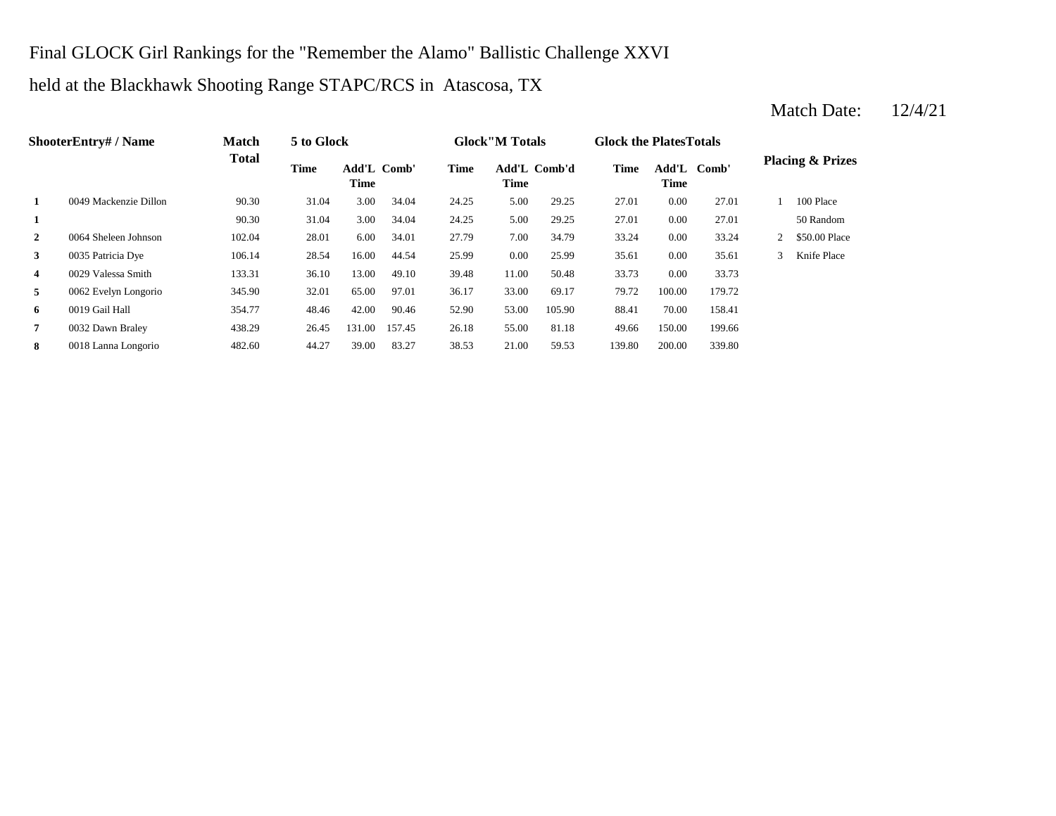Final GLOCK Girl Rankings for the "Remember the Alamo" Ballistic Challenge XXVI

held at the Blackhawk Shooting Range STAPC/RCS in Atascosa, TX

Match Date: 12/4/21

| ShooterEntry# / Name | | Match Total | 5 to Glock | | | Glock"M Totals | | | Glock the PlatesTotals | | | Placing & Prizes | |
|---|---|---|---|---|---|---|---|---|---|---|---|---|---|
| | | | Time | Add'L Time | Comb' | Time | Add'L Time | Comb'd | Time | Add'L Time | Comb' | | |
| 1 | 0049 Mackenzie Dillon | 90.30 | 31.04 | 3.00 | 34.04 | 24.25 | 5.00 | 29.25 | 27.01 | 0.00 | 27.01 | 1 | 100 Place |
| 1 | | 90.30 | 31.04 | 3.00 | 34.04 | 24.25 | 5.00 | 29.25 | 27.01 | 0.00 | 27.01 | | 50 Random |
| 2 | 0064 Sheleen Johnson | 102.04 | 28.01 | 6.00 | 34.01 | 27.79 | 7.00 | 34.79 | 33.24 | 0.00 | 33.24 | 2 | $50.00 Place |
| 3 | 0035 Patricia Dye | 106.14 | 28.54 | 16.00 | 44.54 | 25.99 | 0.00 | 25.99 | 35.61 | 0.00 | 35.61 | 3 | Knife Place |
| 4 | 0029 Valessa Smith | 133.31 | 36.10 | 13.00 | 49.10 | 39.48 | 11.00 | 50.48 | 33.73 | 0.00 | 33.73 | | |
| 5 | 0062 Evelyn Longorio | 345.90 | 32.01 | 65.00 | 97.01 | 36.17 | 33.00 | 69.17 | 79.72 | 100.00 | 179.72 | | |
| 6 | 0019 Gail Hall | 354.77 | 48.46 | 42.00 | 90.46 | 52.90 | 53.00 | 105.90 | 88.41 | 70.00 | 158.41 | | |
| 7 | 0032 Dawn Braley | 438.29 | 26.45 | 131.00 | 157.45 | 26.18 | 55.00 | 81.18 | 49.66 | 150.00 | 199.66 | | |
| 8 | 0018 Lanna Longorio | 482.60 | 44.27 | 39.00 | 83.27 | 38.53 | 21.00 | 59.53 | 139.80 | 200.00 | 339.80 | | |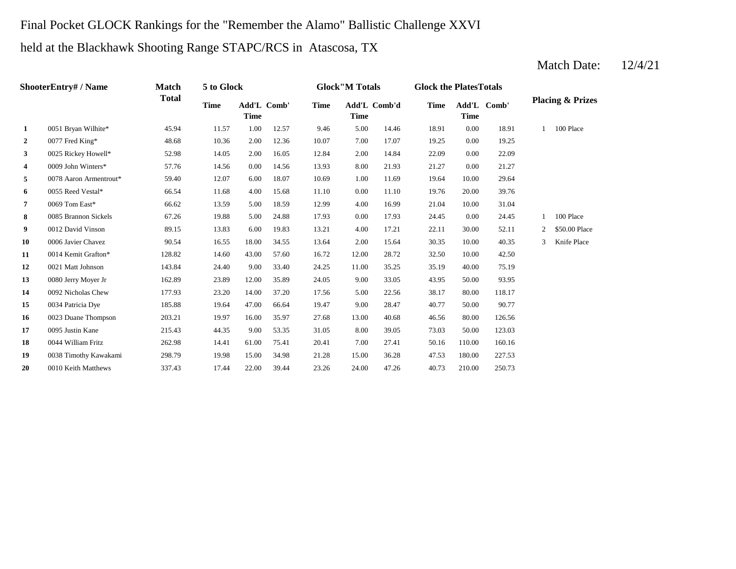Final Pocket GLOCK Rankings for the "Remember the Alamo" Ballistic Challenge XXVI

held at the Blackhawk Shooting Range STAPC/RCS in Atascosa, TX

Match Date: 12/4/21

| ShooterEntry# / Name | | Match Total | 5 to Glock | | | Glock"M Totals | | | Glock the PlatesTotals | | | Placing & Prizes | |
|---|---|---|---|---|---|---|---|---|---|---|---|---|---|
| | | | Time | Add'L Time | Comb' | Time | Add'L Time | Comb'd | Time | Add'L Time | Comb' | | |
| 1 | 0051 Bryan Wilhite* | 45.94 | 11.57 | 1.00 | 12.57 | 9.46 | 5.00 | 14.46 | 18.91 | 0.00 | 18.91 | 1 | 100 Place |
| 2 | 0077 Fred King* | 48.68 | 10.36 | 2.00 | 12.36 | 10.07 | 7.00 | 17.07 | 19.25 | 0.00 | 19.25 | | |
| 3 | 0025 Rickey Howell* | 52.98 | 14.05 | 2.00 | 16.05 | 12.84 | 2.00 | 14.84 | 22.09 | 0.00 | 22.09 | | |
| 4 | 0009 John Winters* | 57.76 | 14.56 | 0.00 | 14.56 | 13.93 | 8.00 | 21.93 | 21.27 | 0.00 | 21.27 | | |
| 5 | 0078 Aaron Armentrout* | 59.40 | 12.07 | 6.00 | 18.07 | 10.69 | 1.00 | 11.69 | 19.64 | 10.00 | 29.64 | | |
| 6 | 0055 Reed Vestal* | 66.54 | 11.68 | 4.00 | 15.68 | 11.10 | 0.00 | 11.10 | 19.76 | 20.00 | 39.76 | | |
| 7 | 0069 Tom East* | 66.62 | 13.59 | 5.00 | 18.59 | 12.99 | 4.00 | 16.99 | 21.04 | 10.00 | 31.04 | | |
| 8 | 0085 Brannon Sickels | 67.26 | 19.88 | 5.00 | 24.88 | 17.93 | 0.00 | 17.93 | 24.45 | 0.00 | 24.45 | 1 | 100 Place |
| 9 | 0012 David Vinson | 89.15 | 13.83 | 6.00 | 19.83 | 13.21 | 4.00 | 17.21 | 22.11 | 30.00 | 52.11 | 2 | $50.00 Place |
| 10 | 0006 Javier Chavez | 90.54 | 16.55 | 18.00 | 34.55 | 13.64 | 2.00 | 15.64 | 30.35 | 10.00 | 40.35 | 3 | Knife Place |
| 11 | 0014 Kemit Grafton* | 128.82 | 14.60 | 43.00 | 57.60 | 16.72 | 12.00 | 28.72 | 32.50 | 10.00 | 42.50 | | |
| 12 | 0021 Matt Johnson | 143.84 | 24.40 | 9.00 | 33.40 | 24.25 | 11.00 | 35.25 | 35.19 | 40.00 | 75.19 | | |
| 13 | 0080 Jerry Moyer Jr | 162.89 | 23.89 | 12.00 | 35.89 | 24.05 | 9.00 | 33.05 | 43.95 | 50.00 | 93.95 | | |
| 14 | 0092 Nicholas Chew | 177.93 | 23.20 | 14.00 | 37.20 | 17.56 | 5.00 | 22.56 | 38.17 | 80.00 | 118.17 | | |
| 15 | 0034 Patricia Dye | 185.88 | 19.64 | 47.00 | 66.64 | 19.47 | 9.00 | 28.47 | 40.77 | 50.00 | 90.77 | | |
| 16 | 0023 Duane Thompson | 203.21 | 19.97 | 16.00 | 35.97 | 27.68 | 13.00 | 40.68 | 46.56 | 80.00 | 126.56 | | |
| 17 | 0095 Justin Kane | 215.43 | 44.35 | 9.00 | 53.35 | 31.05 | 8.00 | 39.05 | 73.03 | 50.00 | 123.03 | | |
| 18 | 0044 William Fritz | 262.98 | 14.41 | 61.00 | 75.41 | 20.41 | 7.00 | 27.41 | 50.16 | 110.00 | 160.16 | | |
| 19 | 0038 Timothy Kawakami | 298.79 | 19.98 | 15.00 | 34.98 | 21.28 | 15.00 | 36.28 | 47.53 | 180.00 | 227.53 | | |
| 20 | 0010 Keith Matthews | 337.43 | 17.44 | 22.00 | 39.44 | 23.26 | 24.00 | 47.26 | 40.73 | 210.00 | 250.73 | | |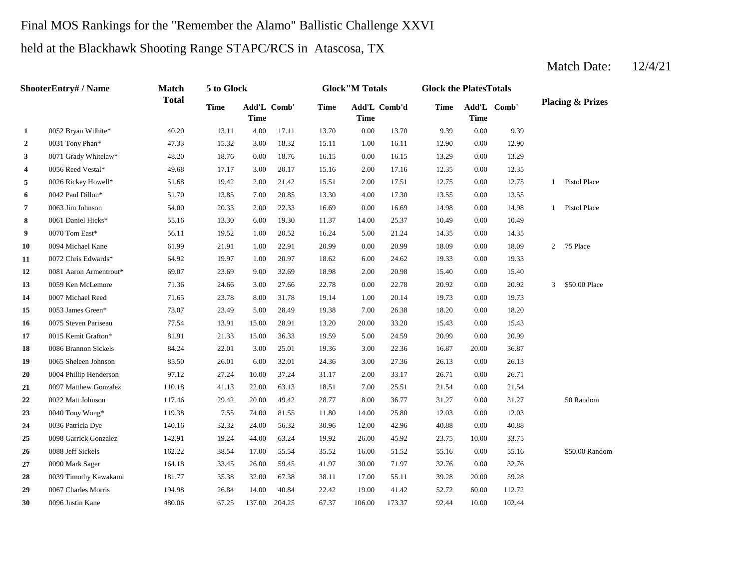Final MOS Rankings for the "Remember the Alamo" Ballistic Challenge XXVI

held at the Blackhawk Shooting Range STAPC/RCS in Atascosa, TX

Match Date: 12/4/21

| | ShooterEntry# / Name | Match Total | 5 to Glock | | | Glock"M Totals | | | Glock the PlatesTotals | | | Placing & Prizes | |
|---|---|---|---|---|---|---|---|---|---|---|---|---|---|
| | | | Time | Add'L Time | Comb' | Time | Add'L Time | Comb'd | Time | Add'L Time | Comb' | | |
| **1** | 0052 Bryan Wilhite* | 40.20 | 13.11 | 4.00 | 17.11 | 13.70 | 0.00 | 13.70 | 9.39 | 0.00 | 9.39 | | |
| **2** | 0031 Tony Phan* | 47.33 | 15.32 | 3.00 | 18.32 | 15.11 | 1.00 | 16.11 | 12.90 | 0.00 | 12.90 | | |
| **3** | 0071 Grady Whitelaw* | 48.20 | 18.76 | 0.00 | 18.76 | 16.15 | 0.00 | 16.15 | 13.29 | 0.00 | 13.29 | | |
| **4** | 0056 Reed Vestal* | 49.68 | 17.17 | 3.00 | 20.17 | 15.16 | 2.00 | 17.16 | 12.35 | 0.00 | 12.35 | | |
| **5** | 0026 Rickey Howell* | 51.68 | 19.42 | 2.00 | 21.42 | 15.51 | 2.00 | 17.51 | 12.75 | 0.00 | 12.75 | 1 | Pistol Place |
| **6** | 0042 Paul Dillon* | 51.70 | 13.85 | 7.00 | 20.85 | 13.30 | 4.00 | 17.30 | 13.55 | 0.00 | 13.55 | | |
| **7** | 0063 Jim Johnson | 54.00 | 20.33 | 2.00 | 22.33 | 16.69 | 0.00 | 16.69 | 14.98 | 0.00 | 14.98 | 1 | Pistol Place |
| **8** | 0061 Daniel Hicks* | 55.16 | 13.30 | 6.00 | 19.30 | 11.37 | 14.00 | 25.37 | 10.49 | 0.00 | 10.49 | | |
| **9** | 0070 Tom East* | 56.11 | 19.52 | 1.00 | 20.52 | 16.24 | 5.00 | 21.24 | 14.35 | 0.00 | 14.35 | | |
| **10** | 0094 Michael Kane | 61.99 | 21.91 | 1.00 | 22.91 | 20.99 | 0.00 | 20.99 | 18.09 | 0.00 | 18.09 | 2 | 75 Place |
| **11** | 0072 Chris Edwards* | 64.92 | 19.97 | 1.00 | 20.97 | 18.62 | 6.00 | 24.62 | 19.33 | 0.00 | 19.33 | | |
| **12** | 0081 Aaron Armentrout* | 69.07 | 23.69 | 9.00 | 32.69 | 18.98 | 2.00 | 20.98 | 15.40 | 0.00 | 15.40 | | |
| **13** | 0059 Ken McLemore | 71.36 | 24.66 | 3.00 | 27.66 | 22.78 | 0.00 | 22.78 | 20.92 | 0.00 | 20.92 | 3 | $50.00 Place |
| **14** | 0007 Michael Reed | 71.65 | 23.78 | 8.00 | 31.78 | 19.14 | 1.00 | 20.14 | 19.73 | 0.00 | 19.73 | | |
| **15** | 0053 James Green* | 73.07 | 23.49 | 5.00 | 28.49 | 19.38 | 7.00 | 26.38 | 18.20 | 0.00 | 18.20 | | |
| **16** | 0075 Steven Pariseau | 77.54 | 13.91 | 15.00 | 28.91 | 13.20 | 20.00 | 33.20 | 15.43 | 0.00 | 15.43 | | |
| **17** | 0015 Kemit Grafton* | 81.91 | 21.33 | 15.00 | 36.33 | 19.59 | 5.00 | 24.59 | 20.99 | 0.00 | 20.99 | | |
| **18** | 0086 Brannon Sickels | 84.24 | 22.01 | 3.00 | 25.01 | 19.36 | 3.00 | 22.36 | 16.87 | 20.00 | 36.87 | | |
| **19** | 0065 Sheleen Johnson | 85.50 | 26.01 | 6.00 | 32.01 | 24.36 | 3.00 | 27.36 | 26.13 | 0.00 | 26.13 | | |
| **20** | 0004 Phillip Henderson | 97.12 | 27.24 | 10.00 | 37.24 | 31.17 | 2.00 | 33.17 | 26.71 | 0.00 | 26.71 | | |
| **21** | 0097 Matthew Gonzalez | 110.18 | 41.13 | 22.00 | 63.13 | 18.51 | 7.00 | 25.51 | 21.54 | 0.00 | 21.54 | | |
| **22** | 0022 Matt Johnson | 117.46 | 29.42 | 20.00 | 49.42 | 28.77 | 8.00 | 36.77 | 31.27 | 0.00 | 31.27 | | 50 Random |
| **23** | 0040 Tony Wong* | 119.38 | 7.55 | 74.00 | 81.55 | 11.80 | 14.00 | 25.80 | 12.03 | 0.00 | 12.03 | | |
| **24** | 0036 Patricia Dye | 140.16 | 32.32 | 24.00 | 56.32 | 30.96 | 12.00 | 42.96 | 40.88 | 0.00 | 40.88 | | |
| **25** | 0098 Garrick Gonzalez | 142.91 | 19.24 | 44.00 | 63.24 | 19.92 | 26.00 | 45.92 | 23.75 | 10.00 | 33.75 | | |
| **26** | 0088 Jeff Sickels | 162.22 | 38.54 | 17.00 | 55.54 | 35.52 | 16.00 | 51.52 | 55.16 | 0.00 | 55.16 | | $50.00 Random |
| **27** | 0090 Mark Sager | 164.18 | 33.45 | 26.00 | 59.45 | 41.97 | 30.00 | 71.97 | 32.76 | 0.00 | 32.76 | | |
| **28** | 0039 Timothy Kawakami | 181.77 | 35.38 | 32.00 | 67.38 | 38.11 | 17.00 | 55.11 | 39.28 | 20.00 | 59.28 | | |
| **29** | 0067 Charles Morris | 194.98 | 26.84 | 14.00 | 40.84 | 22.42 | 19.00 | 41.42 | 52.72 | 60.00 | 112.72 | | |
| **30** | 0096 Justin Kane | 480.06 | 67.25 | 137.00 | 204.25 | 67.37 | 106.00 | 173.37 | 92.44 | 10.00 | 102.44 | | |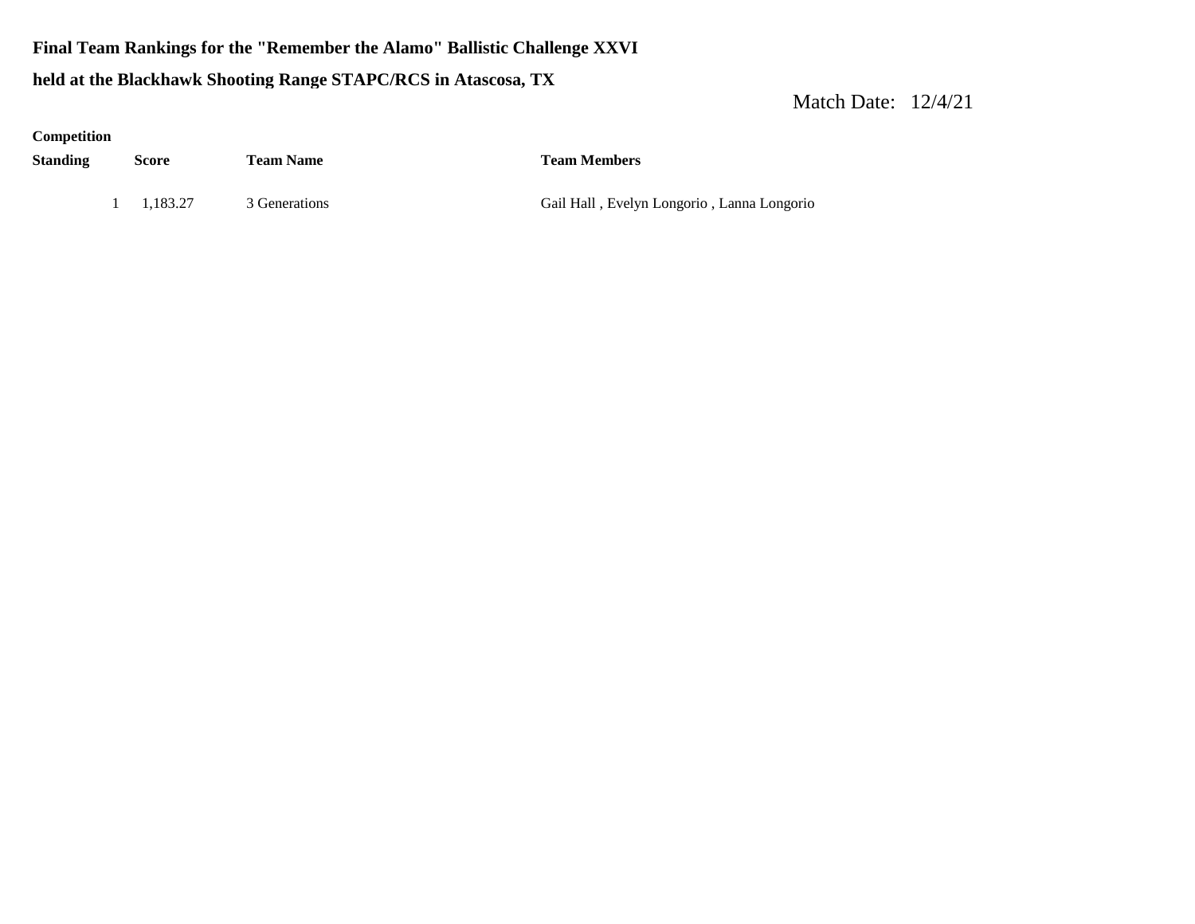**Final Team Rankings for the "Remember the Alamo" Ballistic Challenge XXVI**

**held at the Blackhawk Shooting Range STAPC/RCS in Atascosa, TX**

Match Date: 12/4/21

| Competition Standing | Score | Team Name | Team Members |
| --- | --- | --- | --- |
| 1 | 1,183.27 | 3 Generations | Gail Hall , Evelyn Longorio , Lanna Longorio |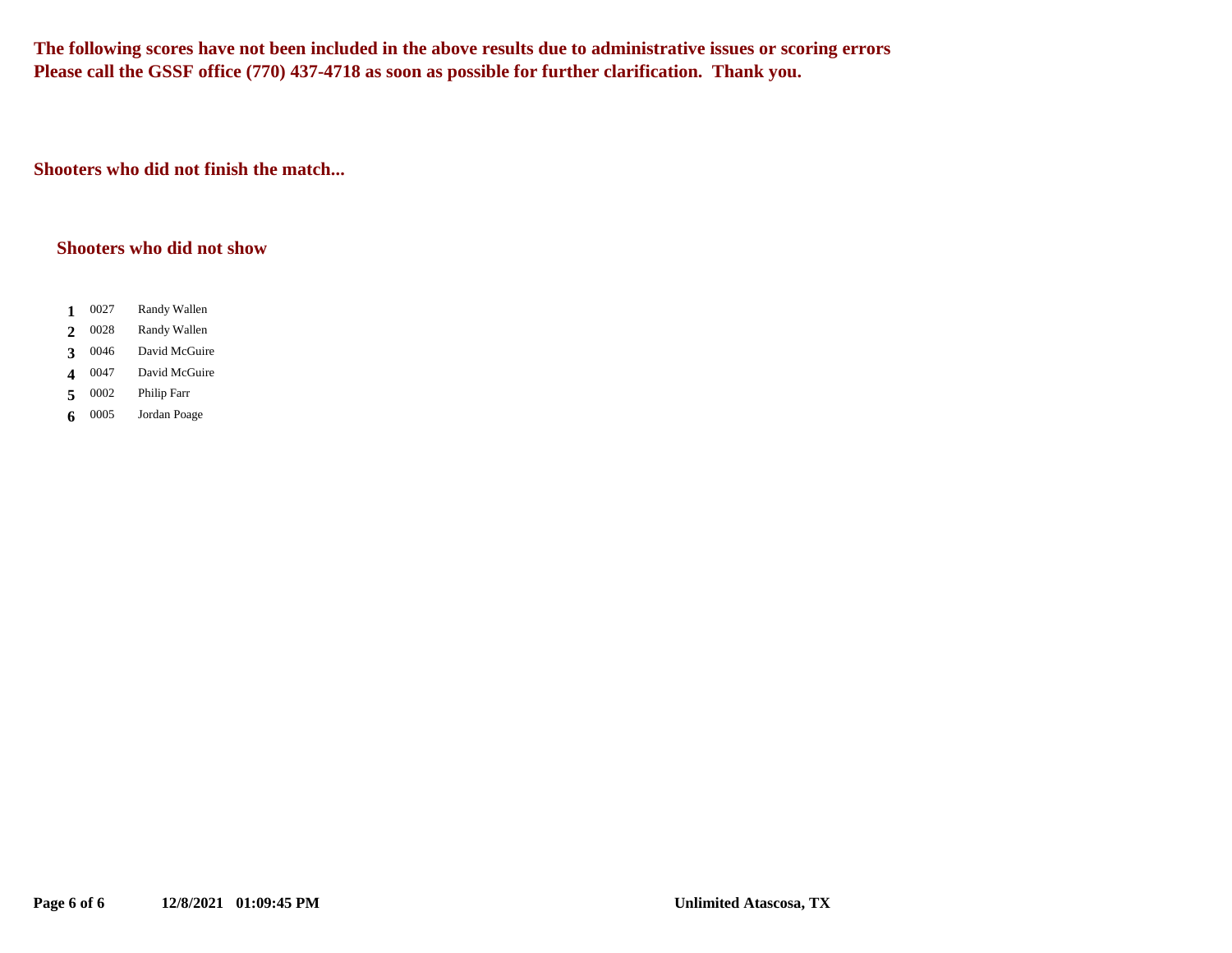**The following scores have not been included in the above results due to administrative issues or scoring errors**
**Please call the GSSF office (770) 437-4718 as soon as possible for further clarification. Thank you.**

### Shooters who did not finish the match...

### Shooters who did not show

| # | ID | Name |
|---|---|---|
| 1 | 0027 | Randy Wallen |
| 2 | 0028 | Randy Wallen |
| 3 | 0046 | David McGuire |
| 4 | 0047 | David McGuire |
| 5 | 0002 | Philip Farr |
| 6 | 0005 | Jordan Poage |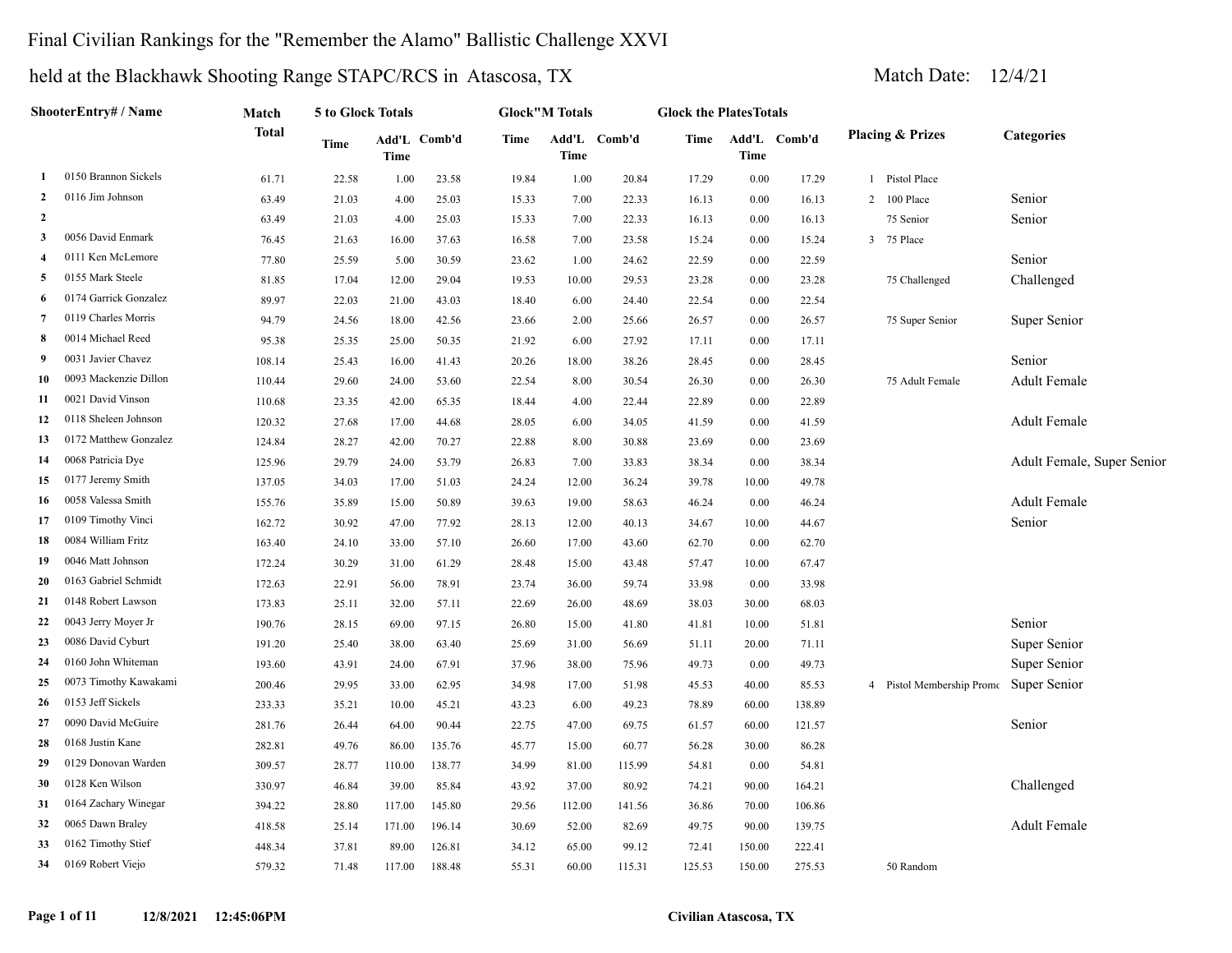# Final Civilian Rankings for the "Remember the Alamo" Ballistic Challenge XXVI

## held at the Blackhawk Shooting Range STAPC/RCS in Atascosa, TX

Match Date: 12/4/21

| | ShooterEntry# / Name | Match Total | 5 to Glock Totals | | | Glock"M Totals | | | Glock the PlatesTotals | | | Placing & Prizes | Categories |
|---|---|---|---|---|---|---|---|---|---|---|---|---|---|
| | | | Time | Add'L Time | Comb'd | Time | Add'L Time | Comb'd | Time | Add'L Time | Comb'd | | |
| 1 | 0150 Brannon Sickels | 61.71 | 22.58 | 1.00 | 23.58 | 19.84 | 1.00 | 20.84 | 17.29 | 0.00 | 17.29 | 1 Pistol Place | |
| 2 | 0116 Jim Johnson | 63.49 | 21.03 | 4.00 | 25.03 | 15.33 | 7.00 | 22.33 | 16.13 | 0.00 | 16.13 | 2 100 Place | Senior |
| 2 | | 63.49 | 21.03 | 4.00 | 25.03 | 15.33 | 7.00 | 22.33 | 16.13 | 0.00 | 16.13 | 75 Senior | Senior |
| 3 | 0056 David Enmark | 76.45 | 21.63 | 16.00 | 37.63 | 16.58 | 7.00 | 23.58 | 15.24 | 0.00 | 15.24 | 3 75 Place | |
| 4 | 0111 Ken McLemore | 77.80 | 25.59 | 5.00 | 30.59 | 23.62 | 1.00 | 24.62 | 22.59 | 0.00 | 22.59 | | Senior |
| 5 | 0155 Mark Steele | 81.85 | 17.04 | 12.00 | 29.04 | 19.53 | 10.00 | 29.53 | 23.28 | 0.00 | 23.28 | 75 Challenged | Challenged |
| 6 | 0174 Garrick Gonzalez | 89.97 | 22.03 | 21.00 | 43.03 | 18.40 | 6.00 | 24.40 | 22.54 | 0.00 | 22.54 | | |
| 7 | 0119 Charles Morris | 94.79 | 24.56 | 18.00 | 42.56 | 23.66 | 2.00 | 25.66 | 26.57 | 0.00 | 26.57 | 75 Super Senior | Super Senior |
| 8 | 0014 Michael Reed | 95.38 | 25.35 | 25.00 | 50.35 | 21.92 | 6.00 | 27.92 | 17.11 | 0.00 | 17.11 | | |
| 9 | 0031 Javier Chavez | 108.14 | 25.43 | 16.00 | 41.43 | 20.26 | 18.00 | 38.26 | 28.45 | 0.00 | 28.45 | | Senior |
| 10 | 0093 Mackenzie Dillon | 110.44 | 29.60 | 24.00 | 53.60 | 22.54 | 8.00 | 30.54 | 26.30 | 0.00 | 26.30 | 75 Adult Female | Adult Female |
| 11 | 0021 David Vinson | 110.68 | 23.35 | 42.00 | 65.35 | 18.44 | 4.00 | 22.44 | 22.89 | 0.00 | 22.89 | | |
| 12 | 0118 Sheleen Johnson | 120.32 | 27.68 | 17.00 | 44.68 | 28.05 | 6.00 | 34.05 | 41.59 | 0.00 | 41.59 | | Adult Female |
| 13 | 0172 Matthew Gonzalez | 124.84 | 28.27 | 42.00 | 70.27 | 22.88 | 8.00 | 30.88 | 23.69 | 0.00 | 23.69 | | |
| 14 | 0068 Patricia Dye | 125.96 | 29.79 | 24.00 | 53.79 | 26.83 | 7.00 | 33.83 | 38.34 | 0.00 | 38.34 | | Adult Female, Super Senior |
| 15 | 0177 Jeremy Smith | 137.05 | 34.03 | 17.00 | 51.03 | 24.24 | 12.00 | 36.24 | 39.78 | 10.00 | 49.78 | | |
| 16 | 0058 Valessa Smith | 155.76 | 35.89 | 15.00 | 50.89 | 39.63 | 19.00 | 58.63 | 46.24 | 0.00 | 46.24 | | Adult Female |
| 17 | 0109 Timothy Vinci | 162.72 | 30.92 | 47.00 | 77.92 | 28.13 | 12.00 | 40.13 | 34.67 | 10.00 | 44.67 | | Senior |
| 18 | 0084 William Fritz | 163.40 | 24.10 | 33.00 | 57.10 | 26.60 | 17.00 | 43.60 | 62.70 | 0.00 | 62.70 | | |
| 19 | 0046 Matt Johnson | 172.24 | 30.29 | 31.00 | 61.29 | 28.48 | 15.00 | 43.48 | 57.47 | 10.00 | 67.47 | | |
| 20 | 0163 Gabriel Schmidt | 172.63 | 22.91 | 56.00 | 78.91 | 23.74 | 36.00 | 59.74 | 33.98 | 0.00 | 33.98 | | |
| 21 | 0148 Robert Lawson | 173.83 | 25.11 | 32.00 | 57.11 | 22.69 | 26.00 | 48.69 | 38.03 | 30.00 | 68.03 | | |
| 22 | 0043 Jerry Moyer Jr | 190.76 | 28.15 | 69.00 | 97.15 | 26.80 | 15.00 | 41.80 | 41.81 | 10.00 | 51.81 | | Senior |
| 23 | 0086 David Cyburt | 191.20 | 25.40 | 38.00 | 63.40 | 25.69 | 31.00 | 56.69 | 51.11 | 20.00 | 71.11 | | Super Senior |
| 24 | 0160 John Whiteman | 193.60 | 43.91 | 24.00 | 67.91 | 37.96 | 38.00 | 75.96 | 49.73 | 0.00 | 49.73 | | Super Senior |
| 25 | 0073 Timothy Kawakami | 200.46 | 29.95 | 33.00 | 62.95 | 34.98 | 17.00 | 51.98 | 45.53 | 40.00 | 85.53 | 4 Pistol Membership Promo | Super Senior |
| 26 | 0153 Jeff Sickels | 233.33 | 35.21 | 10.00 | 45.21 | 43.23 | 6.00 | 49.23 | 78.89 | 60.00 | 138.89 | | |
| 27 | 0090 David McGuire | 281.76 | 26.44 | 64.00 | 90.44 | 22.75 | 47.00 | 69.75 | 61.57 | 60.00 | 121.57 | | Senior |
| 28 | 0168 Justin Kane | 282.81 | 49.76 | 86.00 | 135.76 | 45.77 | 15.00 | 60.77 | 56.28 | 30.00 | 86.28 | | |
| 29 | 0129 Donovan Warden | 309.57 | 28.77 | 110.00 | 138.77 | 34.99 | 81.00 | 115.99 | 54.81 | 0.00 | 54.81 | | |
| 30 | 0128 Ken Wilson | 330.97 | 46.84 | 39.00 | 85.84 | 43.92 | 37.00 | 80.92 | 74.21 | 90.00 | 164.21 | | Challenged |
| 31 | 0164 Zachary Winegar | 394.22 | 28.80 | 117.00 | 145.80 | 29.56 | 112.00 | 141.56 | 36.86 | 70.00 | 106.86 | | |
| 32 | 0065 Dawn Braley | 418.58 | 25.14 | 171.00 | 196.14 | 30.69 | 52.00 | 82.69 | 49.75 | 90.00 | 139.75 | | Adult Female |
| 33 | 0162 Timothy Stief | 448.34 | 37.81 | 89.00 | 126.81 | 34.12 | 65.00 | 99.12 | 72.41 | 150.00 | 222.41 | | |
| 34 | 0169 Robert Viejo | 579.32 | 71.48 | 117.00 | 188.48 | 55.31 | 60.00 | 115.31 | 125.53 | 150.00 | 275.53 | 50 Random | |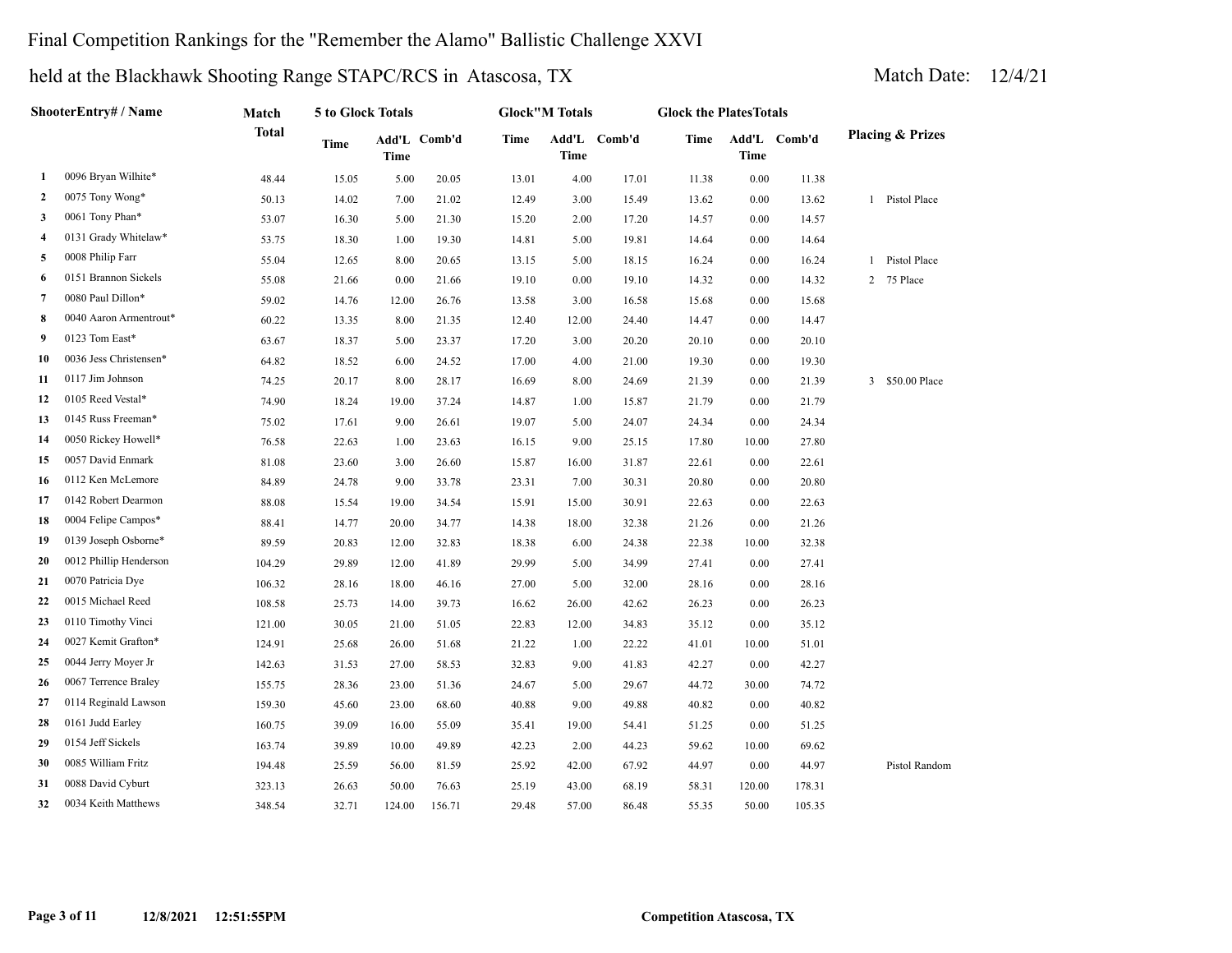Final Competition Rankings for the "Remember the Alamo" Ballistic Challenge XXVI

held at the Blackhawk Shooting Range STAPC/RCS in Atascosa, TX

Match Date: 12/4/21

| | ShooterEntry# / Name | Match Total | 5 to Glock Totals | | | Glock"M Totals | | | Glock the PlatesTotals | | | Placing & Prizes |
|---|---|---|---|---|---|---|---|---|---|---|---|---|
| | | | Time | Add'L Time | Comb'd | Time | Add'L Time | Comb'd | Time | Add'L Time | Comb'd | |
| 1 | 0096 Bryan Wilhite* | 48.44 | 15.05 | 5.00 | 20.05 | 13.01 | 4.00 | 17.01 | 11.38 | 0.00 | 11.38 | |
| 2 | 0075 Tony Wong* | 50.13 | 14.02 | 7.00 | 21.02 | 12.49 | 3.00 | 15.49 | 13.62 | 0.00 | 13.62 | 1 Pistol Place |
| 3 | 0061 Tony Phan* | 53.07 | 16.30 | 5.00 | 21.30 | 15.20 | 2.00 | 17.20 | 14.57 | 0.00 | 14.57 | |
| 4 | 0131 Grady Whitelaw* | 53.75 | 18.30 | 1.00 | 19.30 | 14.81 | 5.00 | 19.81 | 14.64 | 0.00 | 14.64 | |
| 5 | 0008 Philip Farr | 55.04 | 12.65 | 8.00 | 20.65 | 13.15 | 5.00 | 18.15 | 16.24 | 0.00 | 16.24 | 1 Pistol Place |
| 6 | 0151 Brannon Sickels | 55.08 | 21.66 | 0.00 | 21.66 | 19.10 | 0.00 | 19.10 | 14.32 | 0.00 | 14.32 | 2 75 Place |
| 7 | 0080 Paul Dillon* | 59.02 | 14.76 | 12.00 | 26.76 | 13.58 | 3.00 | 16.58 | 15.68 | 0.00 | 15.68 | |
| 8 | 0040 Aaron Armentrout* | 60.22 | 13.35 | 8.00 | 21.35 | 12.40 | 12.00 | 24.40 | 14.47 | 0.00 | 14.47 | |
| 9 | 0123 Tom East* | 63.67 | 18.37 | 5.00 | 23.37 | 17.20 | 3.00 | 20.20 | 20.10 | 0.00 | 20.10 | |
| 10 | 0036 Jess Christensen* | 64.82 | 18.52 | 6.00 | 24.52 | 17.00 | 4.00 | 21.00 | 19.30 | 0.00 | 19.30 | |
| 11 | 0117 Jim Johnson | 74.25 | 20.17 | 8.00 | 28.17 | 16.69 | 8.00 | 24.69 | 21.39 | 0.00 | 21.39 | 3 $50.00 Place |
| 12 | 0105 Reed Vestal* | 74.90 | 18.24 | 19.00 | 37.24 | 14.87 | 1.00 | 15.87 | 21.79 | 0.00 | 21.79 | |
| 13 | 0145 Russ Freeman* | 75.02 | 17.61 | 9.00 | 26.61 | 19.07 | 5.00 | 24.07 | 24.34 | 0.00 | 24.34 | |
| 14 | 0050 Rickey Howell* | 76.58 | 22.63 | 1.00 | 23.63 | 16.15 | 9.00 | 25.15 | 17.80 | 10.00 | 27.80 | |
| 15 | 0057 David Enmark | 81.08 | 23.60 | 3.00 | 26.60 | 15.87 | 16.00 | 31.87 | 22.61 | 0.00 | 22.61 | |
| 16 | 0112 Ken McLemore | 84.89 | 24.78 | 9.00 | 33.78 | 23.31 | 7.00 | 30.31 | 20.80 | 0.00 | 20.80 | |
| 17 | 0142 Robert Dearmon | 88.08 | 15.54 | 19.00 | 34.54 | 15.91 | 15.00 | 30.91 | 22.63 | 0.00 | 22.63 | |
| 18 | 0004 Felipe Campos* | 88.41 | 14.77 | 20.00 | 34.77 | 14.38 | 18.00 | 32.38 | 21.26 | 0.00 | 21.26 | |
| 19 | 0139 Joseph Osborne* | 89.59 | 20.83 | 12.00 | 32.83 | 18.38 | 6.00 | 24.38 | 22.38 | 10.00 | 32.38 | |
| 20 | 0012 Phillip Henderson | 104.29 | 29.89 | 12.00 | 41.89 | 29.99 | 5.00 | 34.99 | 27.41 | 0.00 | 27.41 | |
| 21 | 0070 Patricia Dye | 106.32 | 28.16 | 18.00 | 46.16 | 27.00 | 5.00 | 32.00 | 28.16 | 0.00 | 28.16 | |
| 22 | 0015 Michael Reed | 108.58 | 25.73 | 14.00 | 39.73 | 16.62 | 26.00 | 42.62 | 26.23 | 0.00 | 26.23 | |
| 23 | 0110 Timothy Vinci | 121.00 | 30.05 | 21.00 | 51.05 | 22.83 | 12.00 | 34.83 | 35.12 | 0.00 | 35.12 | |
| 24 | 0027 Kemit Grafton* | 124.91 | 25.68 | 26.00 | 51.68 | 21.22 | 1.00 | 22.22 | 41.01 | 10.00 | 51.01 | |
| 25 | 0044 Jerry Moyer Jr | 142.63 | 31.53 | 27.00 | 58.53 | 32.83 | 9.00 | 41.83 | 42.27 | 0.00 | 42.27 | |
| 26 | 0067 Terrence Braley | 155.75 | 28.36 | 23.00 | 51.36 | 24.67 | 5.00 | 29.67 | 44.72 | 30.00 | 74.72 | |
| 27 | 0114 Reginald Lawson | 159.30 | 45.60 | 23.00 | 68.60 | 40.88 | 9.00 | 49.88 | 40.82 | 0.00 | 40.82 | |
| 28 | 0161 Judd Earley | 160.75 | 39.09 | 16.00 | 55.09 | 35.41 | 19.00 | 54.41 | 51.25 | 0.00 | 51.25 | |
| 29 | 0154 Jeff Sickels | 163.74 | 39.89 | 10.00 | 49.89 | 42.23 | 2.00 | 44.23 | 59.62 | 10.00 | 69.62 | |
| 30 | 0085 William Fritz | 194.48 | 25.59 | 56.00 | 81.59 | 25.92 | 42.00 | 67.92 | 44.97 | 0.00 | 44.97 | Pistol Random |
| 31 | 0088 David Cyburt | 323.13 | 26.63 | 50.00 | 76.63 | 25.19 | 43.00 | 68.19 | 58.31 | 120.00 | 178.31 | |
| 32 | 0034 Keith Matthews | 348.54 | 32.71 | 124.00 | 156.71 | 29.48 | 57.00 | 86.48 | 55.35 | 50.00 | 105.35 | |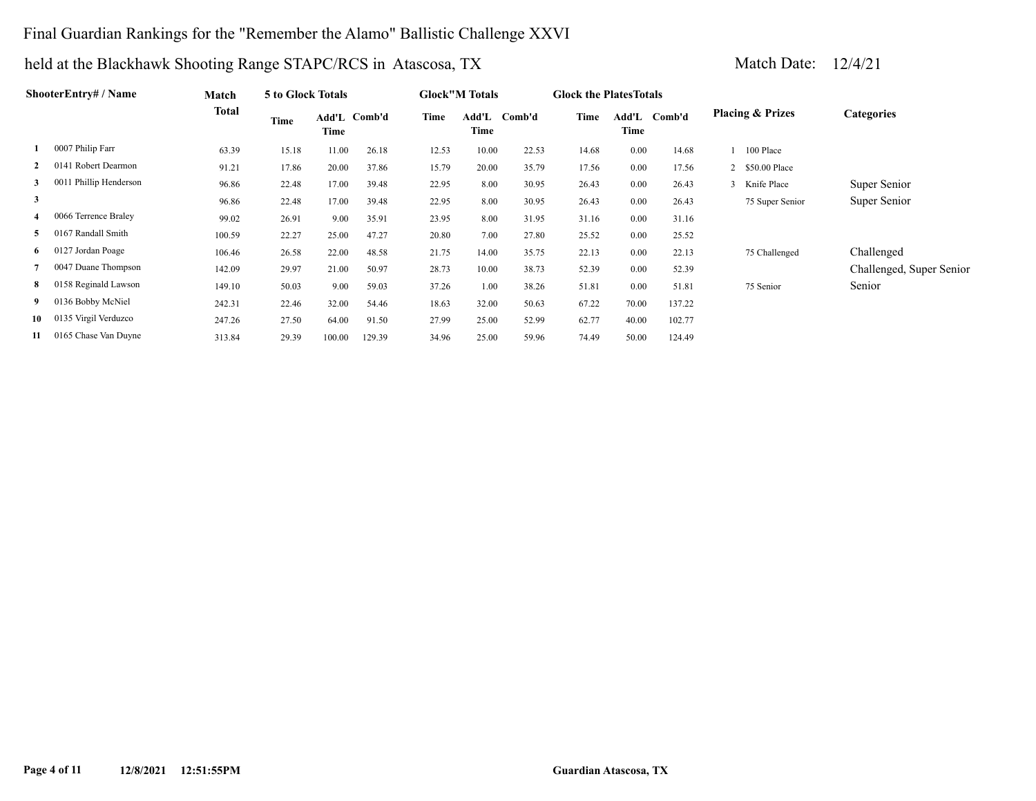Final Guardian Rankings for the "Remember the Alamo" Ballistic Challenge XXVI

held at the Blackhawk Shooting Range STAPC/RCS in Atascosa, TX

Match Date: 12/4/21

| | ShooterEntry# / Name | Match Total | 5 to Glock Totals | | | Glock"M Totals | | | Glock the PlatesTotals | | | Placing & Prizes | Categories |
|---|---|---|---|---|---|---|---|---|---|---|---|---|---|
| | | | Time | Add'L Time | Comb'd | Time | Add'L Time | Comb'd | Time | Add'L Time | Comb'd | | |
| 1 | 0007 Philip Farr | 63.39 | 15.18 | 11.00 | 26.18 | 12.53 | 10.00 | 22.53 | 14.68 | 0.00 | 14.68 | 1 100 Place | |
| 2 | 0141 Robert Dearmon | 91.21 | 17.86 | 20.00 | 37.86 | 15.79 | 20.00 | 35.79 | 17.56 | 0.00 | 17.56 | 2 $50.00 Place | |
| 3 | 0011 Phillip Henderson | 96.86 | 22.48 | 17.00 | 39.48 | 22.95 | 8.00 | 30.95 | 26.43 | 0.00 | 26.43 | 3 Knife Place | Super Senior |
| 3 | | 96.86 | 22.48 | 17.00 | 39.48 | 22.95 | 8.00 | 30.95 | 26.43 | 0.00 | 26.43 | 75 Super Senior | Super Senior |
| 4 | 0066 Terrence Braley | 99.02 | 26.91 | 9.00 | 35.91 | 23.95 | 8.00 | 31.95 | 31.16 | 0.00 | 31.16 | | |
| 5 | 0167 Randall Smith | 100.59 | 22.27 | 25.00 | 47.27 | 20.80 | 7.00 | 27.80 | 25.52 | 0.00 | 25.52 | | |
| 6 | 0127 Jordan Poage | 106.46 | 26.58 | 22.00 | 48.58 | 21.75 | 14.00 | 35.75 | 22.13 | 0.00 | 22.13 | 75 Challenged | Challenged |
| 7 | 0047 Duane Thompson | 142.09 | 29.97 | 21.00 | 50.97 | 28.73 | 10.00 | 38.73 | 52.39 | 0.00 | 52.39 | | Challenged, Super Senior |
| 8 | 0158 Reginald Lawson | 149.10 | 50.03 | 9.00 | 59.03 | 37.26 | 1.00 | 38.26 | 51.81 | 0.00 | 51.81 | 75 Senior | Senior |
| 9 | 0136 Bobby McNiel | 242.31 | 22.46 | 32.00 | 54.46 | 18.63 | 32.00 | 50.63 | 67.22 | 70.00 | 137.22 | | |
| 10 | 0135 Virgil Verduzco | 247.26 | 27.50 | 64.00 | 91.50 | 27.99 | 25.00 | 52.99 | 62.77 | 40.00 | 102.77 | | |
| 11 | 0165 Chase Van Duyne | 313.84 | 29.39 | 100.00 | 129.39 | 34.96 | 25.00 | 59.96 | 74.49 | 50.00 | 124.49 | | |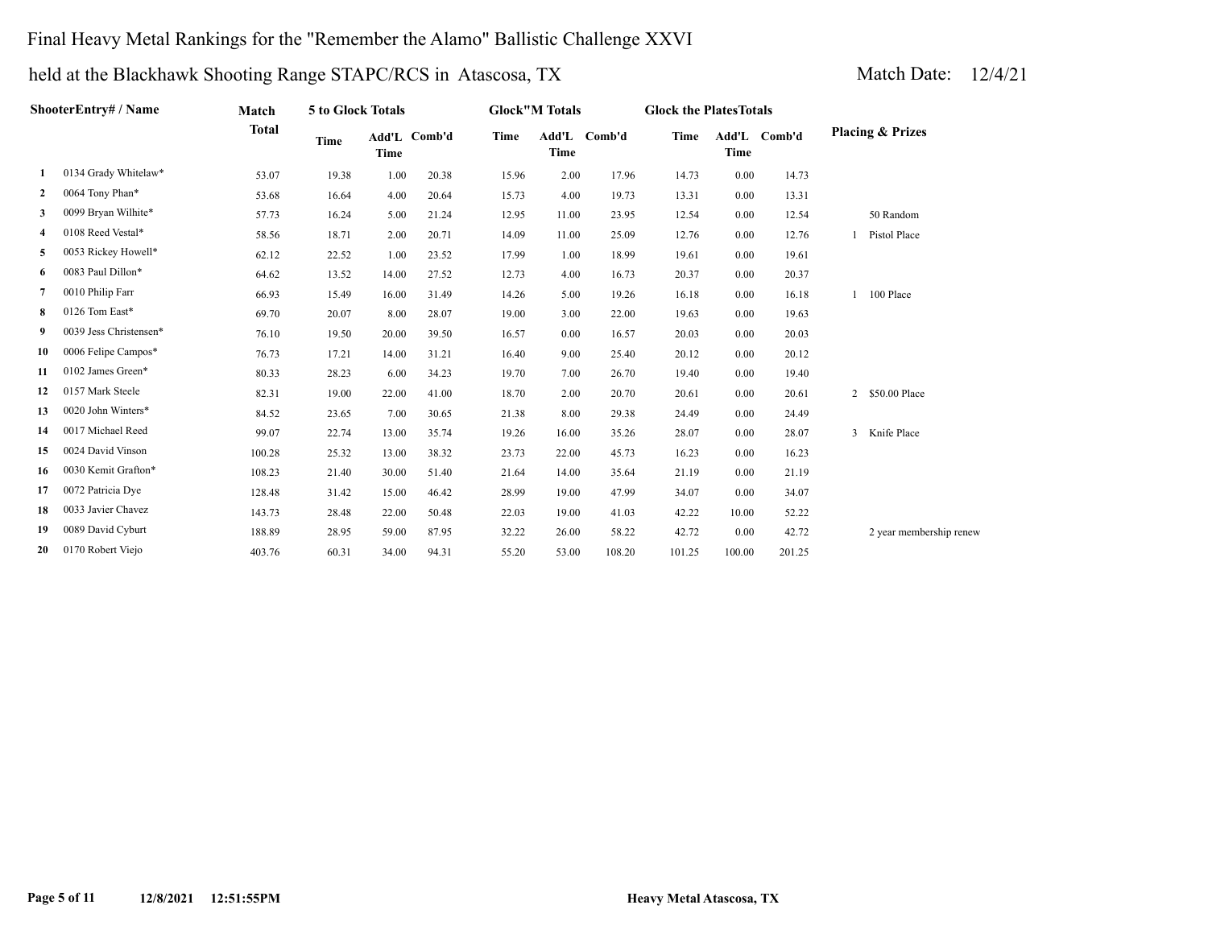# Final Heavy Metal Rankings for the "Remember the Alamo" Ballistic Challenge XXVI

## held at the Blackhawk Shooting Range STAPC/RCS in Atascosa, TX

Match Date: 12/4/21

| | ShooterEntry# / Name | Match Total | 5 to Glock Totals | | | Glock"M Totals | | | Glock the PlatesTotals | | | Placing & Prizes |
|---|---|---|---|---|---|---|---|---|---|---|---|---|
| | | | Time | Add'L Time | Comb'd | Time | Add'L Time | Comb'd | Time | Add'L Time | Comb'd | |
| 1 | 0134 Grady Whitelaw* | 53.07 | 19.38 | 1.00 | 20.38 | 15.96 | 2.00 | 17.96 | 14.73 | 0.00 | 14.73 | |
| 2 | 0064 Tony Phan* | 53.68 | 16.64 | 4.00 | 20.64 | 15.73 | 4.00 | 19.73 | 13.31 | 0.00 | 13.31 | |
| 3 | 0099 Bryan Wilhite* | 57.73 | 16.24 | 5.00 | 21.24 | 12.95 | 11.00 | 23.95 | 12.54 | 0.00 | 12.54 | 50 Random |
| 4 | 0108 Reed Vestal* | 58.56 | 18.71 | 2.00 | 20.71 | 14.09 | 11.00 | 25.09 | 12.76 | 0.00 | 12.76 | 1 Pistol Place |
| 5 | 0053 Rickey Howell* | 62.12 | 22.52 | 1.00 | 23.52 | 17.99 | 1.00 | 18.99 | 19.61 | 0.00 | 19.61 | |
| 6 | 0083 Paul Dillon* | 64.62 | 13.52 | 14.00 | 27.52 | 12.73 | 4.00 | 16.73 | 20.37 | 0.00 | 20.37 | |
| 7 | 0010 Philip Farr | 66.93 | 15.49 | 16.00 | 31.49 | 14.26 | 5.00 | 19.26 | 16.18 | 0.00 | 16.18 | 1 100 Place |
| 8 | 0126 Tom East* | 69.70 | 20.07 | 8.00 | 28.07 | 19.00 | 3.00 | 22.00 | 19.63 | 0.00 | 19.63 | |
| 9 | 0039 Jess Christensen* | 76.10 | 19.50 | 20.00 | 39.50 | 16.57 | 0.00 | 16.57 | 20.03 | 0.00 | 20.03 | |
| 10 | 0006 Felipe Campos* | 76.73 | 17.21 | 14.00 | 31.21 | 16.40 | 9.00 | 25.40 | 20.12 | 0.00 | 20.12 | |
| 11 | 0102 James Green* | 80.33 | 28.23 | 6.00 | 34.23 | 19.70 | 7.00 | 26.70 | 19.40 | 0.00 | 19.40 | |
| 12 | 0157 Mark Steele | 82.31 | 19.00 | 22.00 | 41.00 | 18.70 | 2.00 | 20.70 | 20.61 | 0.00 | 20.61 | 2 $50.00 Place |
| 13 | 0020 John Winters* | 84.52 | 23.65 | 7.00 | 30.65 | 21.38 | 8.00 | 29.38 | 24.49 | 0.00 | 24.49 | |
| 14 | 0017 Michael Reed | 99.07 | 22.74 | 13.00 | 35.74 | 19.26 | 16.00 | 35.26 | 28.07 | 0.00 | 28.07 | 3 Knife Place |
| 15 | 0024 David Vinson | 100.28 | 25.32 | 13.00 | 38.32 | 23.73 | 22.00 | 45.73 | 16.23 | 0.00 | 16.23 | |
| 16 | 0030 Kemit Grafton* | 108.23 | 21.40 | 30.00 | 51.40 | 21.64 | 14.00 | 35.64 | 21.19 | 0.00 | 21.19 | |
| 17 | 0072 Patricia Dye | 128.48 | 31.42 | 15.00 | 46.42 | 28.99 | 19.00 | 47.99 | 34.07 | 0.00 | 34.07 | |
| 18 | 0033 Javier Chavez | 143.73 | 28.48 | 22.00 | 50.48 | 22.03 | 19.00 | 41.03 | 42.22 | 10.00 | 52.22 | |
| 19 | 0089 David Cyburt | 188.89 | 28.95 | 59.00 | 87.95 | 32.22 | 26.00 | 58.22 | 42.72 | 0.00 | 42.72 | 2 year membership renew |
| 20 | 0170 Robert Viejo | 403.76 | 60.31 | 34.00 | 94.31 | 55.20 | 53.00 | 108.20 | 101.25 | 100.00 | 201.25 | |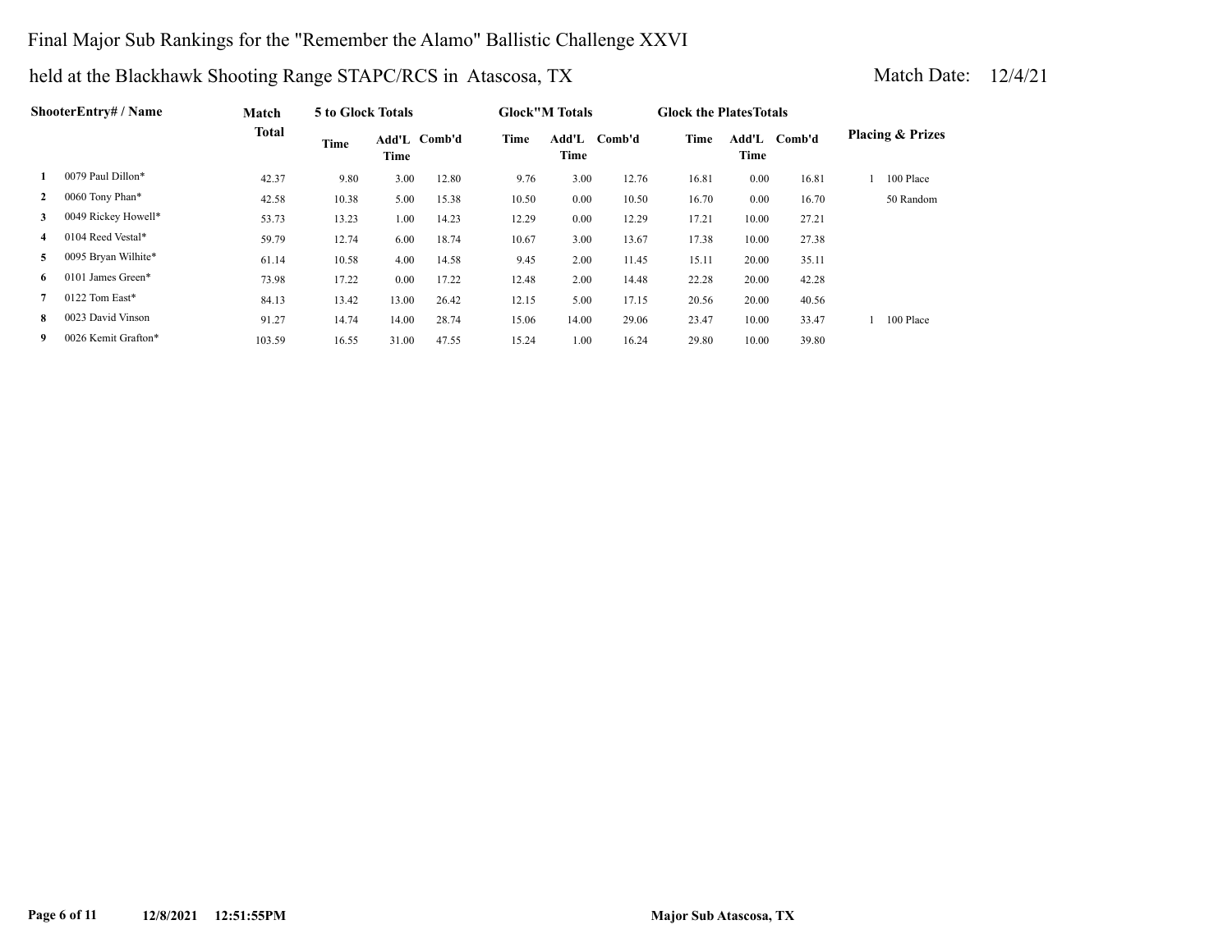# Final Major Sub Rankings for the "Remember the Alamo" Ballistic Challenge XXVI

## held at the Blackhawk Shooting Range STAPC/RCS in Atascosa, TX

Match Date: 12/4/21

| | ShooterEntry# / Name | Match Total | 5 to Glock Totals | | | Glock"M Totals | | | Glock the PlatesTotals | | | Placing & Prizes |
|---|---|---|---|---|---|---|---|---|---|---|---|---|
| | | | Time | Add'L Time | Comb'd | Time | Add'L Time | Comb'd | Time | Add'L Time | Comb'd | |
| 1 | 0079 Paul Dillon* | 42.37 | 9.80 | 3.00 | 12.80 | 9.76 | 3.00 | 12.76 | 16.81 | 0.00 | 16.81 | 1 100 Place |
| 2 | 0060 Tony Phan* | 42.58 | 10.38 | 5.00 | 15.38 | 10.50 | 0.00 | 10.50 | 16.70 | 0.00 | 16.70 | 50 Random |
| 3 | 0049 Rickey Howell* | 53.73 | 13.23 | 1.00 | 14.23 | 12.29 | 0.00 | 12.29 | 17.21 | 10.00 | 27.21 | |
| 4 | 0104 Reed Vestal* | 59.79 | 12.74 | 6.00 | 18.74 | 10.67 | 3.00 | 13.67 | 17.38 | 10.00 | 27.38 | |
| 5 | 0095 Bryan Wilhite* | 61.14 | 10.58 | 4.00 | 14.58 | 9.45 | 2.00 | 11.45 | 15.11 | 20.00 | 35.11 | |
| 6 | 0101 James Green* | 73.98 | 17.22 | 0.00 | 17.22 | 12.48 | 2.00 | 14.48 | 22.28 | 20.00 | 42.28 | |
| 7 | 0122 Tom East* | 84.13 | 13.42 | 13.00 | 26.42 | 12.15 | 5.00 | 17.15 | 20.56 | 20.00 | 40.56 | |
| 8 | 0023 David Vinson | 91.27 | 14.74 | 14.00 | 28.74 | 15.06 | 14.00 | 29.06 | 23.47 | 10.00 | 33.47 | 1 100 Place |
| 9 | 0026 Kemit Grafton* | 103.59 | 16.55 | 31.00 | 47.55 | 15.24 | 1.00 | 16.24 | 29.80 | 10.00 | 39.80 | |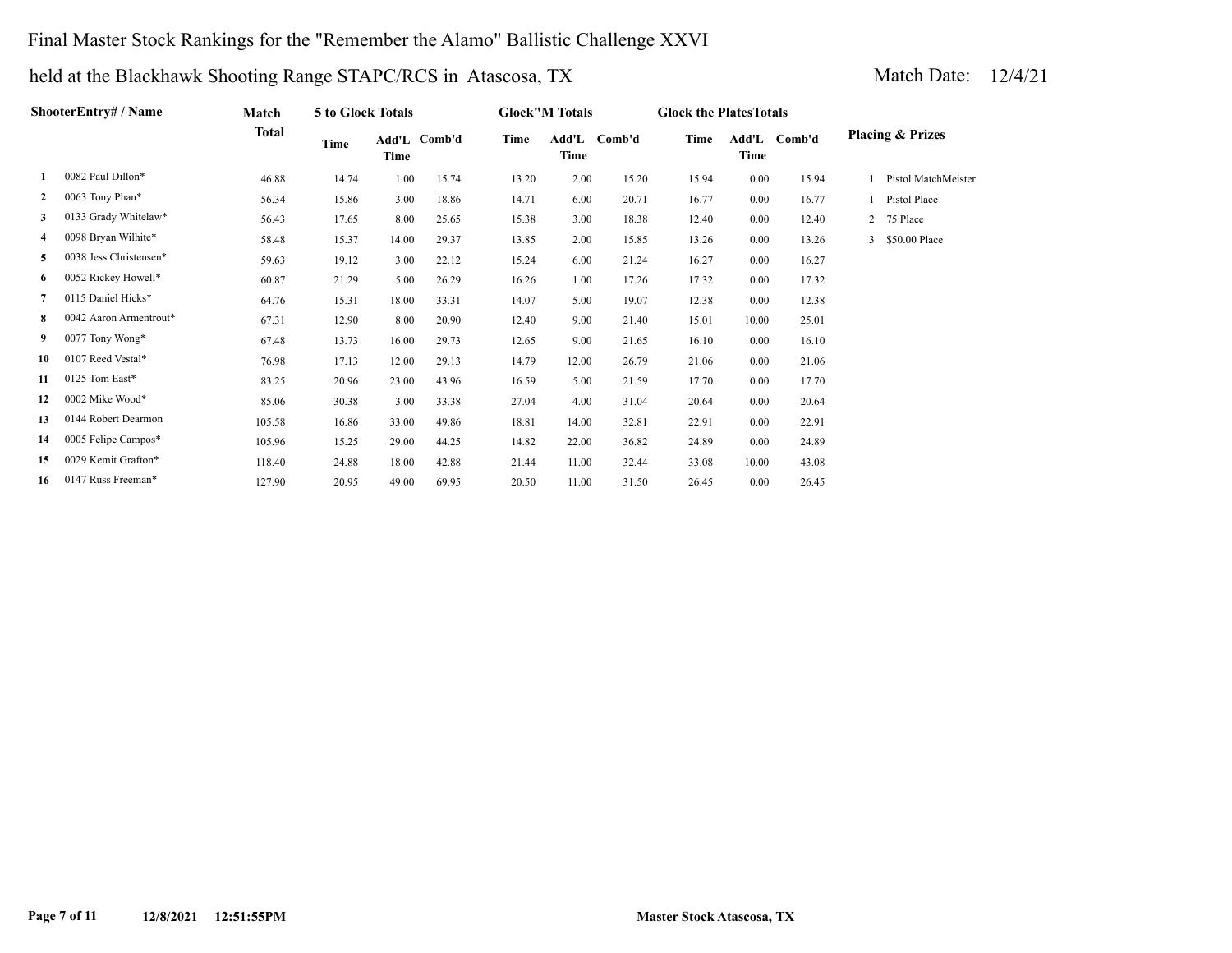# Final Master Stock Rankings for the "Remember the Alamo" Ballistic Challenge XXVI

## held at the Blackhawk Shooting Range STAPC/RCS in Atascosa, TX

Match Date: 12/4/21

| | ShooterEntry# / Name | Match Total | 5 to Glock Totals | | | Glock"M Totals | | | Glock the PlatesTotals | | | Placing & Prizes | |
|---|---|---|---|---|---|---|---|---|---|---|---|---|---|
| | | | Time | Add'L Time | Comb'd | Time | Add'L Time | Comb'd | Time | Add'L Time | Comb'd | | |
| 1 | 0082 Paul Dillon* | 46.88 | 14.74 | 1.00 | 15.74 | 13.20 | 2.00 | 15.20 | 15.94 | 0.00 | 15.94 | 1 | Pistol MatchMeister |
| 2 | 0063 Tony Phan* | 56.34 | 15.86 | 3.00 | 18.86 | 14.71 | 6.00 | 20.71 | 16.77 | 0.00 | 16.77 | 1 | Pistol Place |
| 3 | 0133 Grady Whitelaw* | 56.43 | 17.65 | 8.00 | 25.65 | 15.38 | 3.00 | 18.38 | 12.40 | 0.00 | 12.40 | 2 | 75 Place |
| 4 | 0098 Bryan Wilhite* | 58.48 | 15.37 | 14.00 | 29.37 | 13.85 | 2.00 | 15.85 | 13.26 | 0.00 | 13.26 | 3 | $50.00 Place |
| 5 | 0038 Jess Christensen* | 59.63 | 19.12 | 3.00 | 22.12 | 15.24 | 6.00 | 21.24 | 16.27 | 0.00 | 16.27 | | |
| 6 | 0052 Rickey Howell* | 60.87 | 21.29 | 5.00 | 26.29 | 16.26 | 1.00 | 17.26 | 17.32 | 0.00 | 17.32 | | |
| 7 | 0115 Daniel Hicks* | 64.76 | 15.31 | 18.00 | 33.31 | 14.07 | 5.00 | 19.07 | 12.38 | 0.00 | 12.38 | | |
| 8 | 0042 Aaron Armentrout* | 67.31 | 12.90 | 8.00 | 20.90 | 12.40 | 9.00 | 21.40 | 15.01 | 10.00 | 25.01 | | |
| 9 | 0077 Tony Wong* | 67.48 | 13.73 | 16.00 | 29.73 | 12.65 | 9.00 | 21.65 | 16.10 | 0.00 | 16.10 | | |
| 10 | 0107 Reed Vestal* | 76.98 | 17.13 | 12.00 | 29.13 | 14.79 | 12.00 | 26.79 | 21.06 | 0.00 | 21.06 | | |
| 11 | 0125 Tom East* | 83.25 | 20.96 | 23.00 | 43.96 | 16.59 | 5.00 | 21.59 | 17.70 | 0.00 | 17.70 | | |
| 12 | 0002 Mike Wood* | 85.06 | 30.38 | 3.00 | 33.38 | 27.04 | 4.00 | 31.04 | 20.64 | 0.00 | 20.64 | | |
| 13 | 0144 Robert Dearmon | 105.58 | 16.86 | 33.00 | 49.86 | 18.81 | 14.00 | 32.81 | 22.91 | 0.00 | 22.91 | | |
| 14 | 0005 Felipe Campos* | 105.96 | 15.25 | 29.00 | 44.25 | 14.82 | 22.00 | 36.82 | 24.89 | 0.00 | 24.89 | | |
| 15 | 0029 Kemit Grafton* | 118.40 | 24.88 | 18.00 | 42.88 | 21.44 | 11.00 | 32.44 | 33.08 | 10.00 | 43.08 | | |
| 16 | 0147 Russ Freeman* | 127.90 | 20.95 | 49.00 | 69.95 | 20.50 | 11.00 | 31.50 | 26.45 | 0.00 | 26.45 | | |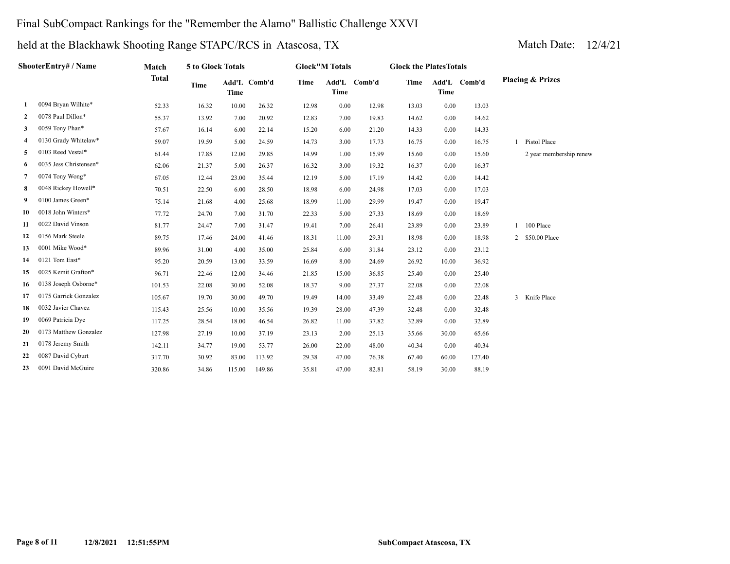# Final SubCompact Rankings for the "Remember the Alamo" Ballistic Challenge XXVI

## held at the Blackhawk Shooting Range STAPC/RCS in Atascosa, TX

Match Date: 12/4/21

| | ShooterEntry# / Name | Match Total | 5 to Glock Totals | | | Glock"M Totals | | | Glock the PlatesTotals | | | Placing & Prizes |
|---|---|---|---|---|---|---|---|---|---|---|---|---|
| | | | Time | Add'L Time | Comb'd | Time | Add'L Time | Comb'd | Time | Add'L Time | Comb'd | |
| 1 | 0094 Bryan Wilhite* | 52.33 | 16.32 | 10.00 | 26.32 | 12.98 | 0.00 | 12.98 | 13.03 | 0.00 | 13.03 | |
| 2 | 0078 Paul Dillon* | 55.37 | 13.92 | 7.00 | 20.92 | 12.83 | 7.00 | 19.83 | 14.62 | 0.00 | 14.62 | |
| 3 | 0059 Tony Phan* | 57.67 | 16.14 | 6.00 | 22.14 | 15.20 | 6.00 | 21.20 | 14.33 | 0.00 | 14.33 | |
| 4 | 0130 Grady Whitelaw* | 59.07 | 19.59 | 5.00 | 24.59 | 14.73 | 3.00 | 17.73 | 16.75 | 0.00 | 16.75 | 1 Pistol Place |
| 5 | 0103 Reed Vestal* | 61.44 | 17.85 | 12.00 | 29.85 | 14.99 | 1.00 | 15.99 | 15.60 | 0.00 | 15.60 | 2 year membership renew |
| 6 | 0035 Jess Christensen* | 62.06 | 21.37 | 5.00 | 26.37 | 16.32 | 3.00 | 19.32 | 16.37 | 0.00 | 16.37 | |
| 7 | 0074 Tony Wong* | 67.05 | 12.44 | 23.00 | 35.44 | 12.19 | 5.00 | 17.19 | 14.42 | 0.00 | 14.42 | |
| 8 | 0048 Rickey Howell* | 70.51 | 22.50 | 6.00 | 28.50 | 18.98 | 6.00 | 24.98 | 17.03 | 0.00 | 17.03 | |
| 9 | 0100 James Green* | 75.14 | 21.68 | 4.00 | 25.68 | 18.99 | 11.00 | 29.99 | 19.47 | 0.00 | 19.47 | |
| 10 | 0018 John Winters* | 77.72 | 24.70 | 7.00 | 31.70 | 22.33 | 5.00 | 27.33 | 18.69 | 0.00 | 18.69 | |
| 11 | 0022 David Vinson | 81.77 | 24.47 | 7.00 | 31.47 | 19.41 | 7.00 | 26.41 | 23.89 | 0.00 | 23.89 | 1 100 Place |
| 12 | 0156 Mark Steele | 89.75 | 17.46 | 24.00 | 41.46 | 18.31 | 11.00 | 29.31 | 18.98 | 0.00 | 18.98 | 2 $50.00 Place |
| 13 | 0001 Mike Wood* | 89.96 | 31.00 | 4.00 | 35.00 | 25.84 | 6.00 | 31.84 | 23.12 | 0.00 | 23.12 | |
| 14 | 0121 Tom East* | 95.20 | 20.59 | 13.00 | 33.59 | 16.69 | 8.00 | 24.69 | 26.92 | 10.00 | 36.92 | |
| 15 | 0025 Kemit Grafton* | 96.71 | 22.46 | 12.00 | 34.46 | 21.85 | 15.00 | 36.85 | 25.40 | 0.00 | 25.40 | |
| 16 | 0138 Joseph Osborne* | 101.53 | 22.08 | 30.00 | 52.08 | 18.37 | 9.00 | 27.37 | 22.08 | 0.00 | 22.08 | |
| 17 | 0175 Garrick Gonzalez | 105.67 | 19.70 | 30.00 | 49.70 | 19.49 | 14.00 | 33.49 | 22.48 | 0.00 | 22.48 | 3 Knife Place |
| 18 | 0032 Javier Chavez | 115.43 | 25.56 | 10.00 | 35.56 | 19.39 | 28.00 | 47.39 | 32.48 | 0.00 | 32.48 | |
| 19 | 0069 Patricia Dye | 117.25 | 28.54 | 18.00 | 46.54 | 26.82 | 11.00 | 37.82 | 32.89 | 0.00 | 32.89 | |
| 20 | 0173 Matthew Gonzalez | 127.98 | 27.19 | 10.00 | 37.19 | 23.13 | 2.00 | 25.13 | 35.66 | 30.00 | 65.66 | |
| 21 | 0178 Jeremy Smith | 142.11 | 34.77 | 19.00 | 53.77 | 26.00 | 22.00 | 48.00 | 40.34 | 0.00 | 40.34 | |
| 22 | 0087 David Cyburt | 317.70 | 30.92 | 83.00 | 113.92 | 29.38 | 47.00 | 76.38 | 67.40 | 60.00 | 127.40 | |
| 23 | 0091 David McGuire | 320.86 | 34.86 | 115.00 | 149.86 | 35.81 | 47.00 | 82.81 | 58.19 | 30.00 | 88.19 | |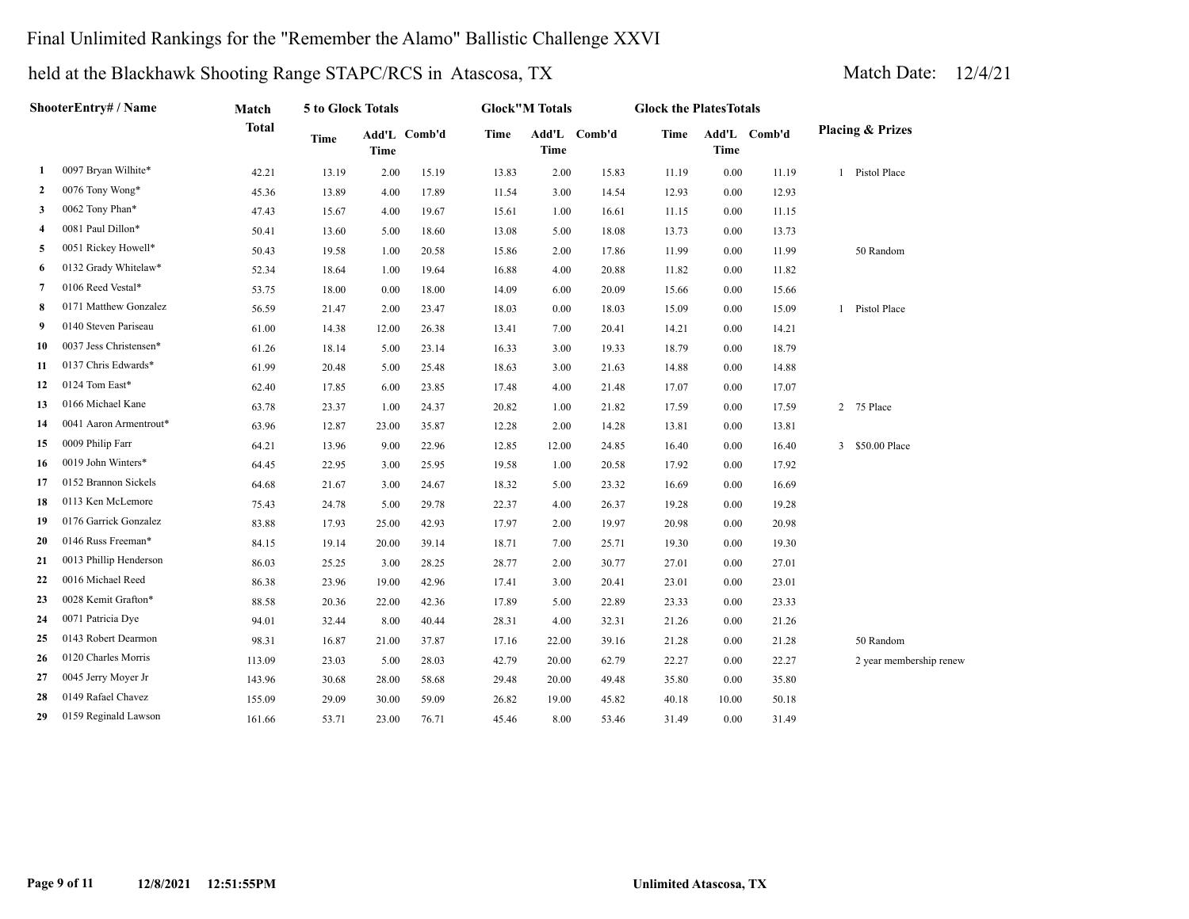Final Unlimited Rankings for the "Remember the Alamo" Ballistic Challenge XXVI

held at the Blackhawk Shooting Range STAPC/RCS in Atascosa, TX

Match Date: 12/4/21

| | ShooterEntry# / Name | Match Total | 5 to Glock Totals | | | Glock"M Totals | | | Glock the PlatesTotals | | | Placing & Prizes |
|---|---|---|---|---|---|---|---|---|---|---|---|---|
| | | | Time | Add'L Time | Comb'd | Time | Add'L Time | Comb'd | Time | Add'L Time | Comb'd | |
| 1 | 0097 Bryan Wilhite* | 42.21 | 13.19 | 2.00 | 15.19 | 13.83 | 2.00 | 15.83 | 11.19 | 0.00 | 11.19 | 1 Pistol Place |
| 2 | 0076 Tony Wong* | 45.36 | 13.89 | 4.00 | 17.89 | 11.54 | 3.00 | 14.54 | 12.93 | 0.00 | 12.93 | |
| 3 | 0062 Tony Phan* | 47.43 | 15.67 | 4.00 | 19.67 | 15.61 | 1.00 | 16.61 | 11.15 | 0.00 | 11.15 | |
| 4 | 0081 Paul Dillon* | 50.41 | 13.60 | 5.00 | 18.60 | 13.08 | 5.00 | 18.08 | 13.73 | 0.00 | 13.73 | |
| 5 | 0051 Rickey Howell* | 50.43 | 19.58 | 1.00 | 20.58 | 15.86 | 2.00 | 17.86 | 11.99 | 0.00 | 11.99 | 50 Random |
| 6 | 0132 Grady Whitelaw* | 52.34 | 18.64 | 1.00 | 19.64 | 16.88 | 4.00 | 20.88 | 11.82 | 0.00 | 11.82 | |
| 7 | 0106 Reed Vestal* | 53.75 | 18.00 | 0.00 | 18.00 | 14.09 | 6.00 | 20.09 | 15.66 | 0.00 | 15.66 | |
| 8 | 0171 Matthew Gonzalez | 56.59 | 21.47 | 2.00 | 23.47 | 18.03 | 0.00 | 18.03 | 15.09 | 0.00 | 15.09 | 1 Pistol Place |
| 9 | 0140 Steven Pariseau | 61.00 | 14.38 | 12.00 | 26.38 | 13.41 | 7.00 | 20.41 | 14.21 | 0.00 | 14.21 | |
| 10 | 0037 Jess Christensen* | 61.26 | 18.14 | 5.00 | 23.14 | 16.33 | 3.00 | 19.33 | 18.79 | 0.00 | 18.79 | |
| 11 | 0137 Chris Edwards* | 61.99 | 20.48 | 5.00 | 25.48 | 18.63 | 3.00 | 21.63 | 14.88 | 0.00 | 14.88 | |
| 12 | 0124 Tom East* | 62.40 | 17.85 | 6.00 | 23.85 | 17.48 | 4.00 | 21.48 | 17.07 | 0.00 | 17.07 | |
| 13 | 0166 Michael Kane | 63.78 | 23.37 | 1.00 | 24.37 | 20.82 | 1.00 | 21.82 | 17.59 | 0.00 | 17.59 | 2 75 Place |
| 14 | 0041 Aaron Armentrout* | 63.96 | 12.87 | 23.00 | 35.87 | 12.28 | 2.00 | 14.28 | 13.81 | 0.00 | 13.81 | |
| 15 | 0009 Philip Farr | 64.21 | 13.96 | 9.00 | 22.96 | 12.85 | 12.00 | 24.85 | 16.40 | 0.00 | 16.40 | 3 $50.00 Place |
| 16 | 0019 John Winters* | 64.45 | 22.95 | 3.00 | 25.95 | 19.58 | 1.00 | 20.58 | 17.92 | 0.00 | 17.92 | |
| 17 | 0152 Brannon Sickels | 64.68 | 21.67 | 3.00 | 24.67 | 18.32 | 5.00 | 23.32 | 16.69 | 0.00 | 16.69 | |
| 18 | 0113 Ken McLemore | 75.43 | 24.78 | 5.00 | 29.78 | 22.37 | 4.00 | 26.37 | 19.28 | 0.00 | 19.28 | |
| 19 | 0176 Garrick Gonzalez | 83.88 | 17.93 | 25.00 | 42.93 | 17.97 | 2.00 | 19.97 | 20.98 | 0.00 | 20.98 | |
| 20 | 0146 Russ Freeman* | 84.15 | 19.14 | 20.00 | 39.14 | 18.71 | 7.00 | 25.71 | 19.30 | 0.00 | 19.30 | |
| 21 | 0013 Phillip Henderson | 86.03 | 25.25 | 3.00 | 28.25 | 28.77 | 2.00 | 30.77 | 27.01 | 0.00 | 27.01 | |
| 22 | 0016 Michael Reed | 86.38 | 23.96 | 19.00 | 42.96 | 17.41 | 3.00 | 20.41 | 23.01 | 0.00 | 23.01 | |
| 23 | 0028 Kemit Grafton* | 88.58 | 20.36 | 22.00 | 42.36 | 17.89 | 5.00 | 22.89 | 23.33 | 0.00 | 23.33 | |
| 24 | 0071 Patricia Dye | 94.01 | 32.44 | 8.00 | 40.44 | 28.31 | 4.00 | 32.31 | 21.26 | 0.00 | 21.26 | |
| 25 | 0143 Robert Dearmon | 98.31 | 16.87 | 21.00 | 37.87 | 17.16 | 22.00 | 39.16 | 21.28 | 0.00 | 21.28 | 50 Random |
| 26 | 0120 Charles Morris | 113.09 | 23.03 | 5.00 | 28.03 | 42.79 | 20.00 | 62.79 | 22.27 | 0.00 | 22.27 | 2 year membership renew |
| 27 | 0045 Jerry Moyer Jr | 143.96 | 30.68 | 28.00 | 58.68 | 29.48 | 20.00 | 49.48 | 35.80 | 0.00 | 35.80 | |
| 28 | 0149 Rafael Chavez | 155.09 | 29.09 | 30.00 | 59.09 | 26.82 | 19.00 | 45.82 | 40.18 | 10.00 | 50.18 | |
| 29 | 0159 Reginald Lawson | 161.66 | 53.71 | 23.00 | 76.71 | 45.46 | 8.00 | 53.46 | 31.49 | 0.00 | 31.49 | |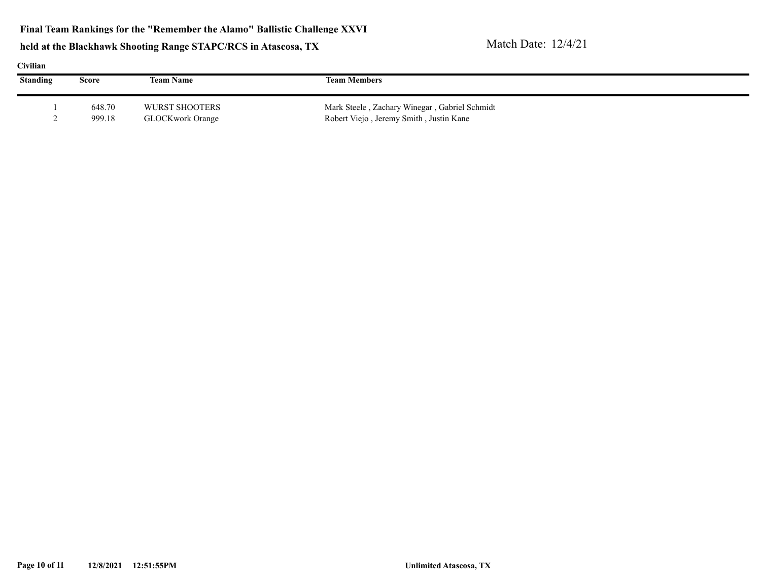**Final Team Rankings for the "Remember the Alamo" Ballistic Challenge XXVI**

**held at the Blackhawk Shooting Range STAPC/RCS in Atascosa, TX**

Match Date: 12/4/21

**Civilian**

| Standing | Score | Team Name | Team Members |
|---|---|---|---|
| 1 | 648.70 | WURST SHOOTERS | Mark Steele , Zachary Winegar , Gabriel Schmidt |
| 2 | 999.18 | GLOCKwork Orange | Robert Viejo , Jeremy Smith , Justin Kane |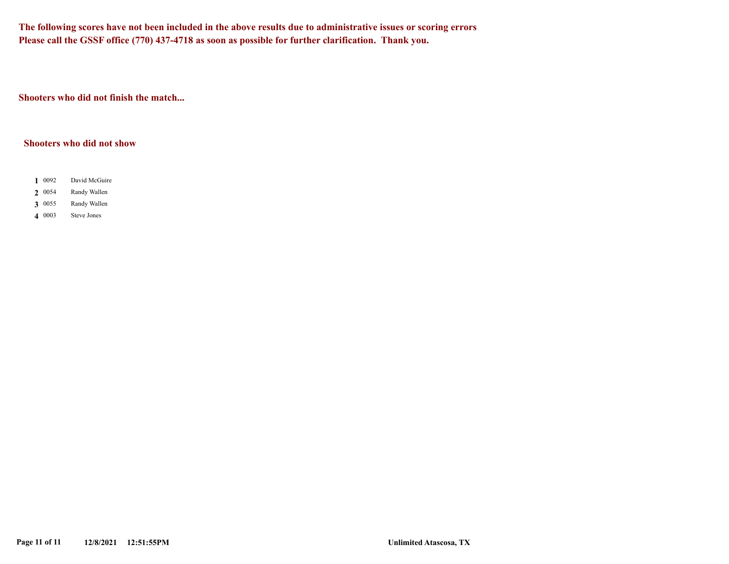**The following scores have not been included in the above results due to administrative issues or scoring errors**
**Please call the GSSF office (770) 437-4718 as soon as possible for further clarification. Thank you.**

**Shooters who did not finish the match...**

**Shooters who did not show**

| | | |
|---|---|---|
| **1** | 0092 | David McGuire |
| **2** | 0054 | Randy Wallen |
| **3** | 0055 | Randy Wallen |
| **4** | 0003 | Steve Jones |